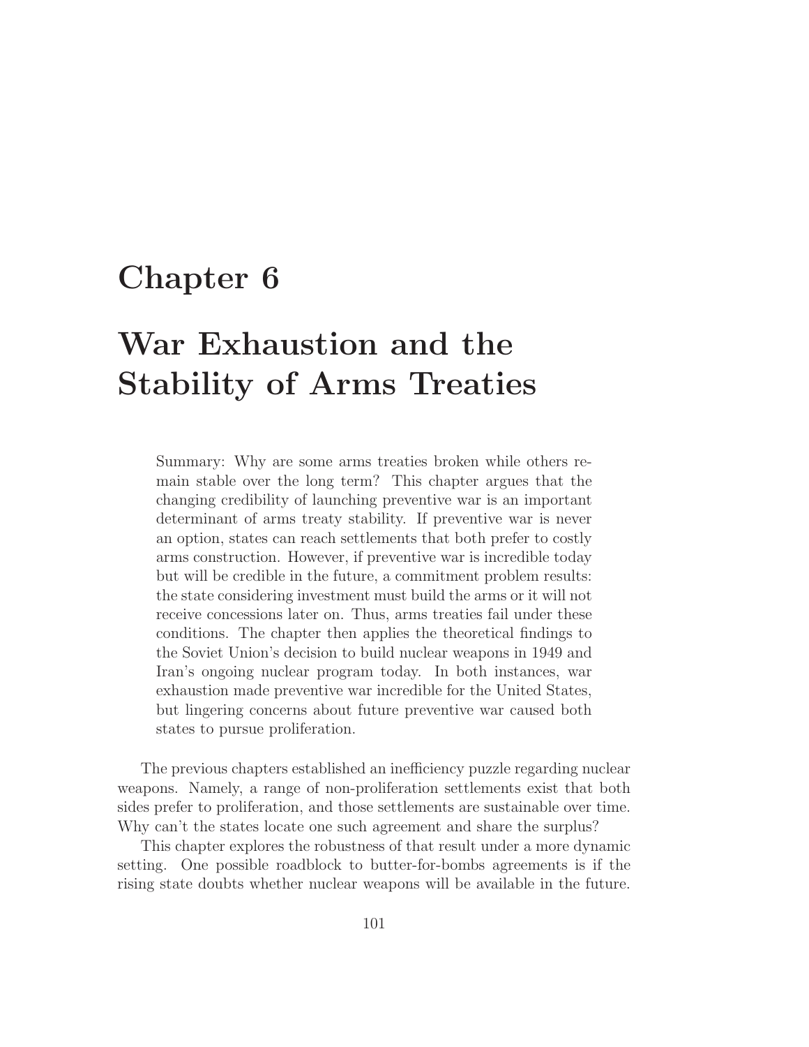# Chapter 6

# War Exhaustion and the Stability of Arms Treaties

> Summary: Why are some arms treaties broken while others remain stable over the long term? This chapter argues that the changing credibility of launching preventive war is an important determinant of arms treaty stability. If preventive war is never an option, states can reach settlements that both prefer to costly arms construction. However, if preventive war is incredible today but will be credible in the future, a commitment problem results: the state considering investment must build the arms or it will not receive concessions later on. Thus, arms treaties fail under these conditions. The chapter then applies the theoretical findings to the Soviet Union's decision to build nuclear weapons in 1949 and Iran's ongoing nuclear program today. In both instances, war exhaustion made preventive war incredible for the United States, but lingering concerns about future preventive war caused both states to pursue proliferation.

The previous chapters established an inefficiency puzzle regarding nuclear weapons. Namely, a range of non-proliferation settlements exist that both sides prefer to proliferation, and those settlements are sustainable over time. Why can't the states locate one such agreement and share the surplus?

This chapter explores the robustness of that result under a more dynamic setting. One possible roadblock to butter-for-bombs agreements is if the rising state doubts whether nuclear weapons will be available in the future.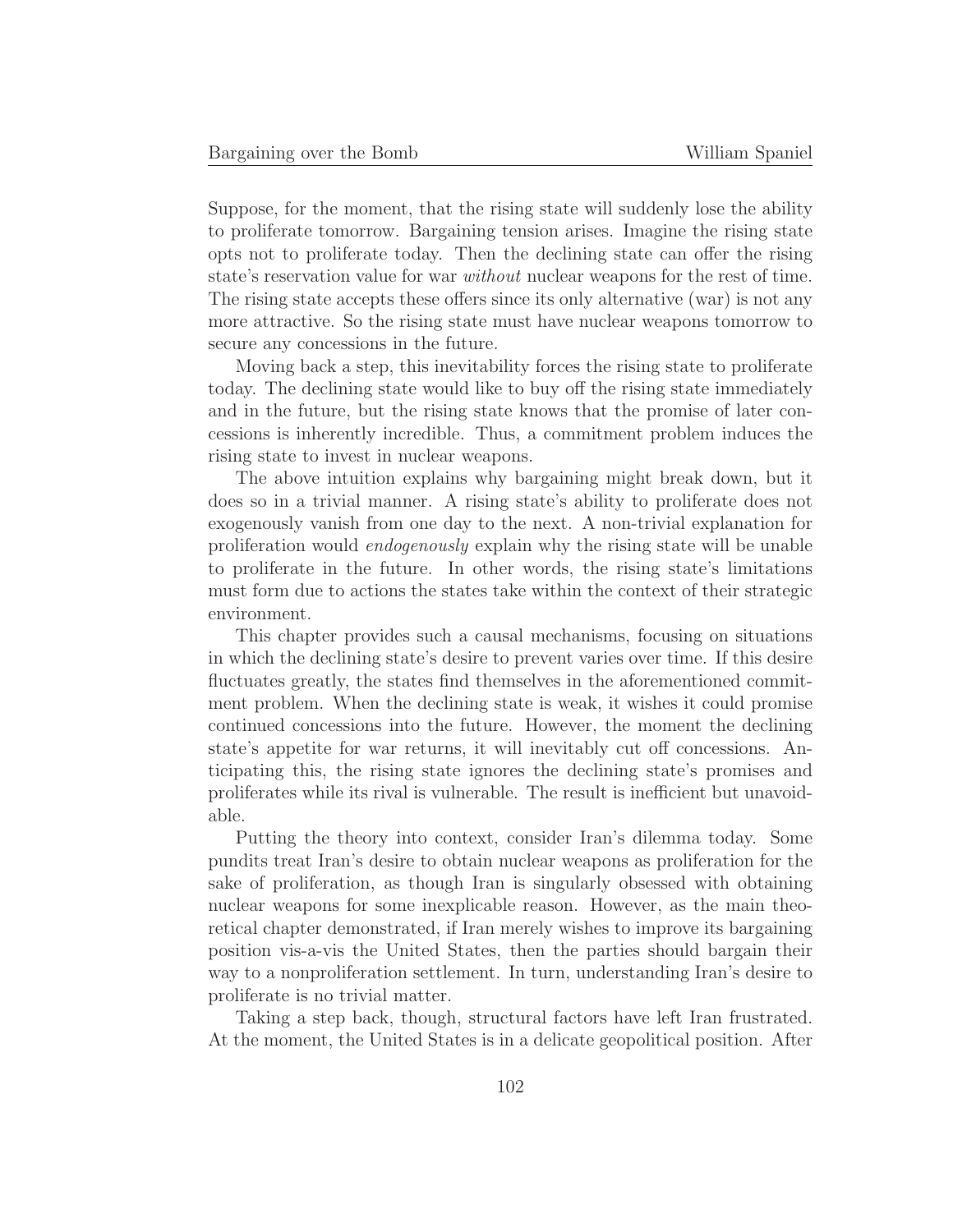Suppose, for the moment, that the rising state will suddenly lose the ability to proliferate tomorrow. Bargaining tension arises. Imagine the rising state opts not to proliferate today. Then the declining state can offer the rising state's reservation value for war *without* nuclear weapons for the rest of time. The rising state accepts these offers since its only alternative (war) is not any more attractive. So the rising state must have nuclear weapons tomorrow to secure any concessions in the future.

Moving back a step, this inevitability forces the rising state to proliferate today. The declining state would like to buy off the rising state immediately and in the future, but the rising state knows that the promise of later concessions is inherently incredible. Thus, a commitment problem induces the rising state to invest in nuclear weapons.

The above intuition explains why bargaining might break down, but it does so in a trivial manner. A rising state's ability to proliferate does not exogenously vanish from one day to the next. A non-trivial explanation for proliferation would *endogenously* explain why the rising state will be unable to proliferate in the future. In other words, the rising state's limitations must form due to actions the states take within the context of their strategic environment.

This chapter provides such a causal mechanisms, focusing on situations in which the declining state's desire to prevent varies over time. If this desire fluctuates greatly, the states find themselves in the aforementioned commitment problem. When the declining state is weak, it wishes it could promise continued concessions into the future. However, the moment the declining state's appetite for war returns, it will inevitably cut off concessions. Anticipating this, the rising state ignores the declining state's promises and proliferates while its rival is vulnerable. The result is inefficient but unavoidable.

Putting the theory into context, consider Iran's dilemma today. Some pundits treat Iran's desire to obtain nuclear weapons as proliferation for the sake of proliferation, as though Iran is singularly obsessed with obtaining nuclear weapons for some inexplicable reason. However, as the main theoretical chapter demonstrated, if Iran merely wishes to improve its bargaining position vis-a-vis the United States, then the parties should bargain their way to a nonproliferation settlement. In turn, understanding Iran's desire to proliferate is no trivial matter.

Taking a step back, though, structural factors have left Iran frustrated. At the moment, the United States is in a delicate geopolitical position. After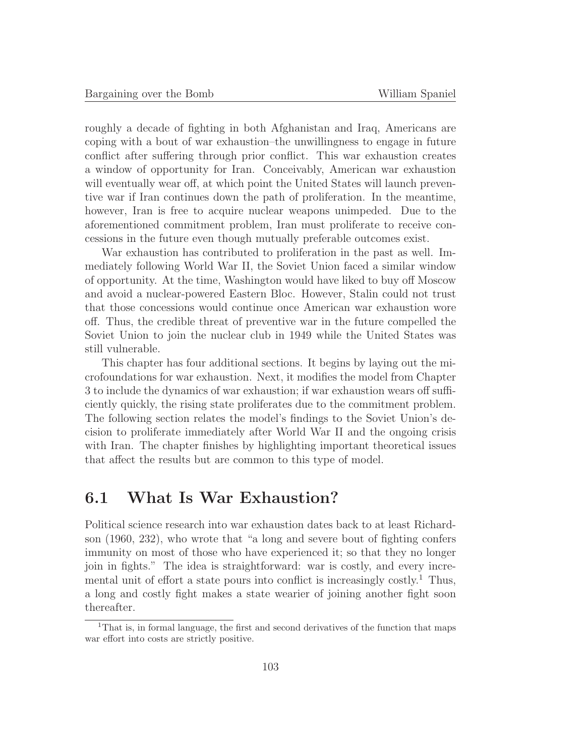roughly a decade of fighting in both Afghanistan and Iraq, Americans are coping with a bout of war exhaustion–the unwillingness to engage in future conflict after suffering through prior conflict. This war exhaustion creates a window of opportunity for Iran. Conceivably, American war exhaustion will eventually wear off, at which point the United States will launch preventive war if Iran continues down the path of proliferation. In the meantime, however, Iran is free to acquire nuclear weapons unimpeded. Due to the aforementioned commitment problem, Iran must proliferate to receive concessions in the future even though mutually preferable outcomes exist.

War exhaustion has contributed to proliferation in the past as well. Immediately following World War II, the Soviet Union faced a similar window of opportunity. At the time, Washington would have liked to buy off Moscow and avoid a nuclear-powered Eastern Bloc. However, Stalin could not trust that those concessions would continue once American war exhaustion wore off. Thus, the credible threat of preventive war in the future compelled the Soviet Union to join the nuclear club in 1949 while the United States was still vulnerable.

This chapter has four additional sections. It begins by laying out the microfoundations for war exhaustion. Next, it modifies the model from Chapter 3 to include the dynamics of war exhaustion; if war exhaustion wears off sufficiently quickly, the rising state proliferates due to the commitment problem. The following section relates the model's findings to the Soviet Union's decision to proliferate immediately after World War II and the ongoing crisis with Iran. The chapter finishes by highlighting important theoretical issues that affect the results but are common to this type of model.

## 6.1 What Is War Exhaustion?

Political science research into war exhaustion dates back to at least Richardson (1960, 232), who wrote that "a long and severe bout of fighting confers immunity on most of those who have experienced it; so that they no longer join in fights." The idea is straightforward: war is costly, and every incremental unit of effort a state pours into conflict is increasingly costly.[1] Thus, a long and costly fight makes a state wearier of joining another fight soon thereafter.

[1] That is, in formal language, the first and second derivatives of the function that maps war effort into costs are strictly positive.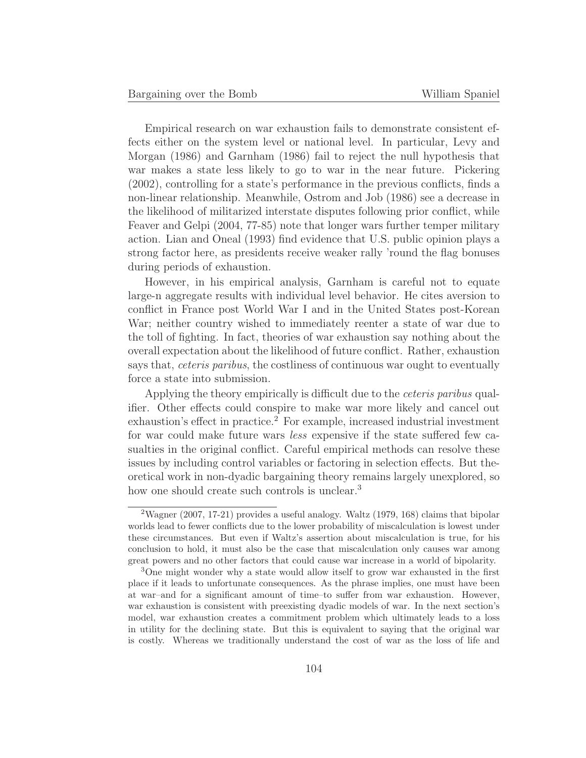Empirical research on war exhaustion fails to demonstrate consistent effects either on the system level or national level. In particular, Levy and Morgan (1986) and Garnham (1986) fail to reject the null hypothesis that war makes a state less likely to go to war in the near future. Pickering (2002), controlling for a state's performance in the previous conflicts, finds a non-linear relationship. Meanwhile, Ostrom and Job (1986) see a decrease in the likelihood of militarized interstate disputes following prior conflict, while Feaver and Gelpi (2004, 77-85) note that longer wars further temper military action. Lian and Oneal (1993) find evidence that U.S. public opinion plays a strong factor here, as presidents receive weaker rally 'round the flag bonuses during periods of exhaustion.

However, in his empirical analysis, Garnham is careful not to equate large-n aggregate results with individual level behavior. He cites aversion to conflict in France post World War I and in the United States post-Korean War; neither country wished to immediately reenter a state of war due to the toll of fighting. In fact, theories of war exhaustion say nothing about the overall expectation about the likelihood of future conflict. Rather, exhaustion says that, *ceteris paribus*, the costliness of continuous war ought to eventually force a state into submission.

Applying the theory empirically is difficult due to the *ceteris paribus* qualifier. Other effects could conspire to make war more likely and cancel out exhaustion's effect in practice.[2] For example, increased industrial investment for war could make future wars *less* expensive if the state suffered few casualties in the original conflict. Careful empirical methods can resolve these issues by including control variables or factoring in selection effects. But theoretical work in non-dyadic bargaining theory remains largely unexplored, so how one should create such controls is unclear.[3]

---

[2] Wagner (2007, 17-21) provides a useful analogy. Waltz (1979, 168) claims that bipolar worlds lead to fewer conflicts due to the lower probability of miscalculation is lowest under these circumstances. But even if Waltz's assertion about miscalculation is true, for his conclusion to hold, it must also be the case that miscalculation only causes war among great powers and no other factors that could cause war increase in a world of bipolarity.

[3] One might wonder why a state would allow itself to grow war exhausted in the first place if it leads to unfortunate consequences. As the phrase implies, one must have been at war–and for a significant amount of time–to suffer from war exhaustion. However, war exhaustion is consistent with preexisting dyadic models of war. In the next section's model, war exhaustion creates a commitment problem which ultimately leads to a loss in utility for the declining state. But this is equivalent to saying that the original war is costly. Whereas we traditionally understand the cost of war as the loss of life and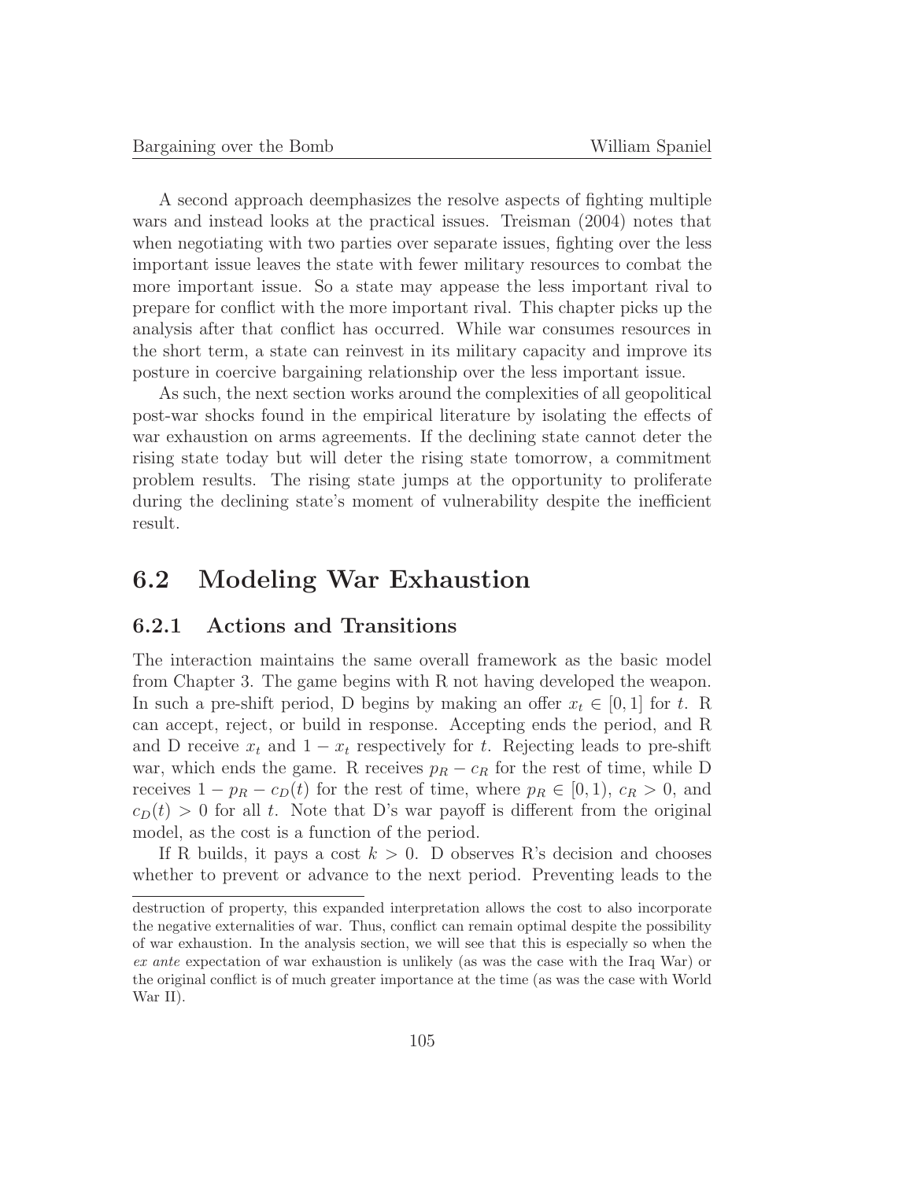A second approach deemphasizes the resolve aspects of fighting multiple wars and instead looks at the practical issues. Treisman (2004) notes that when negotiating with two parties over separate issues, fighting over the less important issue leaves the state with fewer military resources to combat the more important issue. So a state may appease the less important rival to prepare for conflict with the more important rival. This chapter picks up the analysis after that conflict has occurred. While war consumes resources in the short term, a state can reinvest in its military capacity and improve its posture in coercive bargaining relationship over the less important issue.

As such, the next section works around the complexities of all geopolitical post-war shocks found in the empirical literature by isolating the effects of war exhaustion on arms agreements. If the declining state cannot deter the rising state today but will deter the rising state tomorrow, a commitment problem results. The rising state jumps at the opportunity to proliferate during the declining state's moment of vulnerability despite the inefficient result.

## 6.2 Modeling War Exhaustion

### 6.2.1 Actions and Transitions

The interaction maintains the same overall framework as the basic model from Chapter 3. The game begins with R not having developed the weapon. In such a pre-shift period, D begins by making an offer $x_t \in [0, 1]$ for $t$. R can accept, reject, or build in response. Accepting ends the period, and R and D receive $x_t$ and $1 - x_t$ respectively for $t$. Rejecting leads to pre-shift war, which ends the game. R receives $p_R - c_R$ for the rest of time, while D receives $1 - p_R - c_D(t)$ for the rest of time, where $p_R \in [0, 1)$, $c_R > 0$, and $c_D(t) > 0$ for all $t$. Note that D's war payoff is different from the original model, as the cost is a function of the period.

If R builds, it pays a cost $k > 0$. D observes R's decision and chooses whether to prevent or advance to the next period. Preventing leads to the

destruction of property, this expanded interpretation allows the cost to also incorporate the negative externalities of war. Thus, conflict can remain optimal despite the possibility of war exhaustion. In the analysis section, we will see that this is especially so when the *ex ante* expectation of war exhaustion is unlikely (as was the case with the Iraq War) or the original conflict is of much greater importance at the time (as was the case with World War II).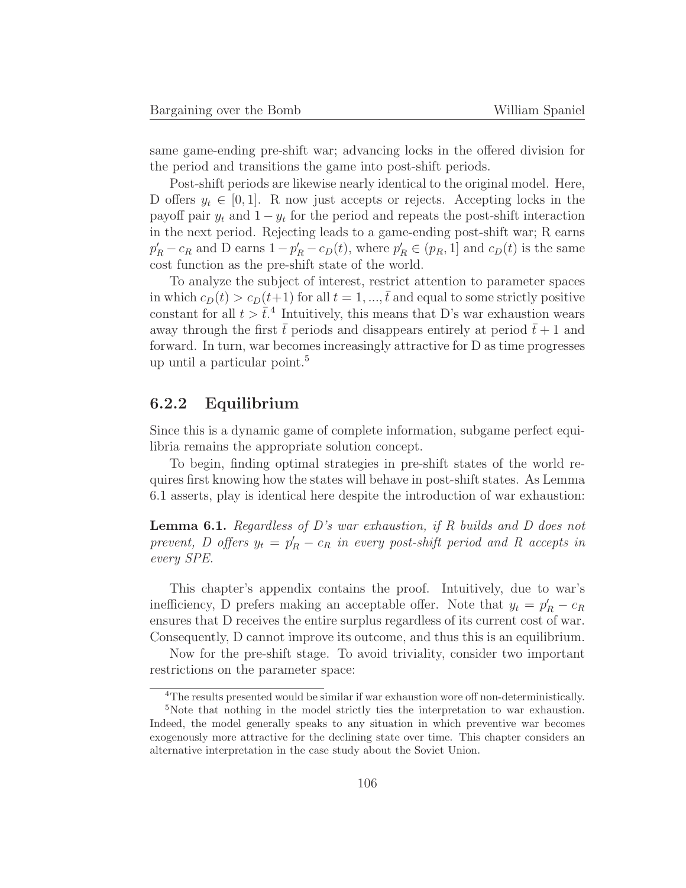same game-ending pre-shift war; advancing locks in the offered division for the period and transitions the game into post-shift periods.

Post-shift periods are likewise nearly identical to the original model. Here, D offers $y_t \in [0, 1]$. R now just accepts or rejects. Accepting locks in the payoff pair $y_t$ and $1 - y_t$ for the period and repeats the post-shift interaction in the next period. Rejecting leads to a game-ending post-shift war; R earns $p'_R - c_R$ and D earns $1 - p'_R - c_D(t)$, where $p'_R \in (p_R, 1]$ and $c_D(t)$ is the same cost function as the pre-shift state of the world.

To analyze the subject of interest, restrict attention to parameter spaces in which $c_D(t) > c_D(t+1)$ for all $t = 1, ..., \bar{t}$ and equal to some strictly positive constant for all $t > \bar{t}$.[4] Intuitively, this means that D's war exhaustion wears away through the first $\bar{t}$ periods and disappears entirely at period $\bar{t} + 1$ and forward. In turn, war becomes increasingly attractive for D as time progresses up until a particular point.[5]

### 6.2.2 Equilibrium

Since this is a dynamic game of complete information, subgame perfect equilibria remains the appropriate solution concept.

To begin, finding optimal strategies in pre-shift states of the world requires first knowing how the states will behave in post-shift states. As Lemma 6.1 asserts, play is identical here despite the introduction of war exhaustion:

**Lemma 6.1.** *Regardless of D's war exhaustion, if R builds and D does not prevent, D offers $y_t = p'_R - c_R$ in every post-shift period and R accepts in every SPE.*

This chapter's appendix contains the proof. Intuitively, due to war's inefficiency, D prefers making an acceptable offer. Note that $y_t = p'_R - c_R$ ensures that D receives the entire surplus regardless of its current cost of war. Consequently, D cannot improve its outcome, and thus this is an equilibrium.

Now for the pre-shift stage. To avoid triviality, consider two important restrictions on the parameter space:

---

[4] The results presented would be similar if war exhaustion wore off non-deterministically.

[5] Note that nothing in the model strictly ties the interpretation to war exhaustion. Indeed, the model generally speaks to any situation in which preventive war becomes exogenously more attractive for the declining state over time. This chapter considers an alternative interpretation in the case study about the Soviet Union.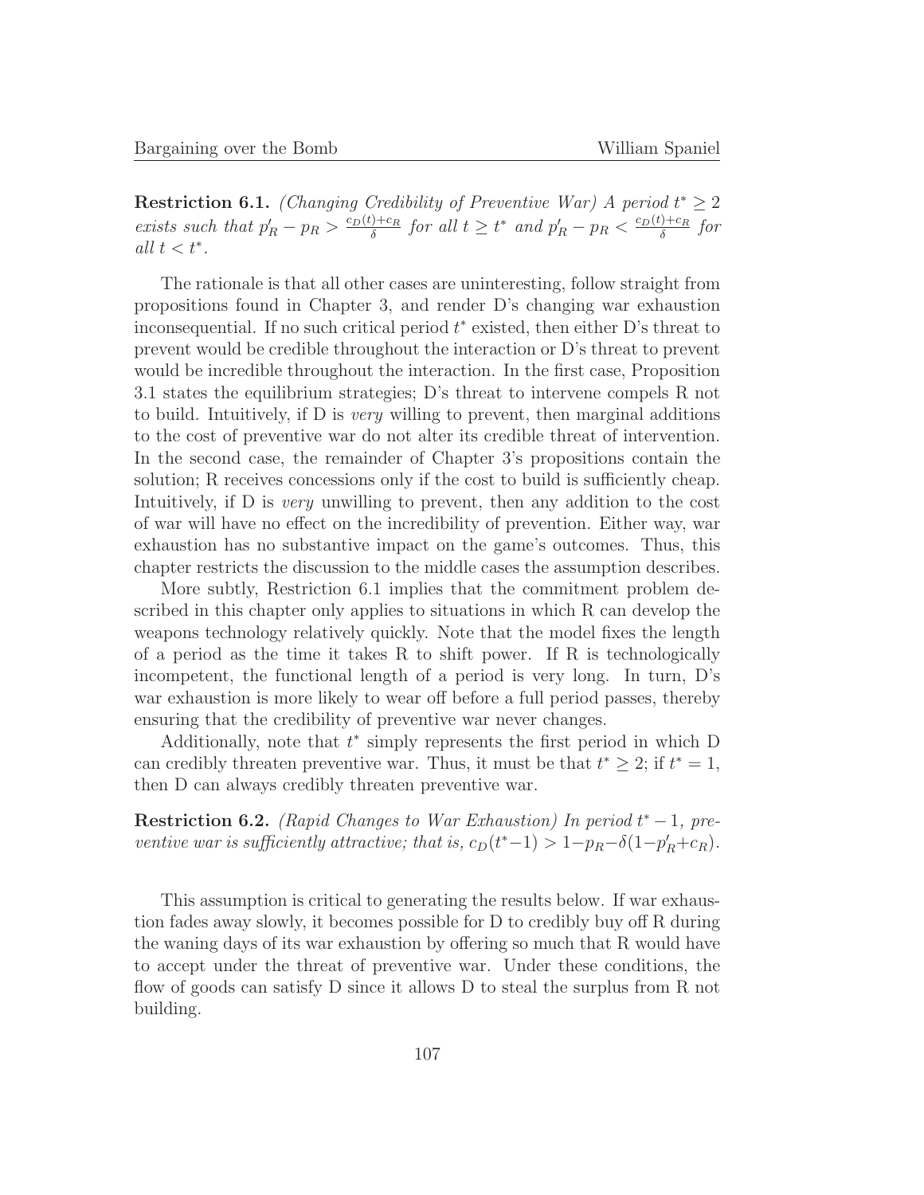**Restriction 6.1.** *(Changing Credibility of Preventive War) A period $t^* \geq 2$ exists such that $p'_R - p_R > \frac{c_D(t)+c_R}{\delta}$ for all $t \geq t^*$ and $p'_R - p_R < \frac{c_D(t)+c_R}{\delta}$ for all $t < t^*$.*

The rationale is that all other cases are uninteresting, follow straight from propositions found in Chapter 3, and render D's changing war exhaustion inconsequential. If no such critical period $t^*$ existed, then either D's threat to prevent would be credible throughout the interaction or D's threat to prevent would be incredible throughout the interaction. In the first case, Proposition 3.1 states the equilibrium strategies; D's threat to intervene compels R not to build. Intuitively, if D is *very* willing to prevent, then marginal additions to the cost of preventive war do not alter its credible threat of intervention. In the second case, the remainder of Chapter 3's propositions contain the solution; R receives concessions only if the cost to build is sufficiently cheap. Intuitively, if D is *very* unwilling to prevent, then any addition to the cost of war will have no effect on the incredibility of prevention. Either way, war exhaustion has no substantive impact on the game's outcomes. Thus, this chapter restricts the discussion to the middle cases the assumption describes.

More subtly, Restriction 6.1 implies that the commitment problem described in this chapter only applies to situations in which R can develop the weapons technology relatively quickly. Note that the model fixes the length of a period as the time it takes R to shift power. If R is technologically incompetent, the functional length of a period is very long. In turn, D's war exhaustion is more likely to wear off before a full period passes, thereby ensuring that the credibility of preventive war never changes.

Additionally, note that $t^*$ simply represents the first period in which D can credibly threaten preventive war. Thus, it must be that $t^* \geq 2$; if $t^* = 1$, then D can always credibly threaten preventive war.

**Restriction 6.2.** *(Rapid Changes to War Exhaustion) In period $t^* - 1$, preventive war is sufficiently attractive; that is, $c_D(t^*-1) > 1 - p_R - \delta(1 - p'_R + c_R)$.*

This assumption is critical to generating the results below. If war exhaustion fades away slowly, it becomes possible for D to credibly buy off R during the waning days of its war exhaustion by offering so much that R would have to accept under the threat of preventive war. Under these conditions, the flow of goods can satisfy D since it allows D to steal the surplus from R not building.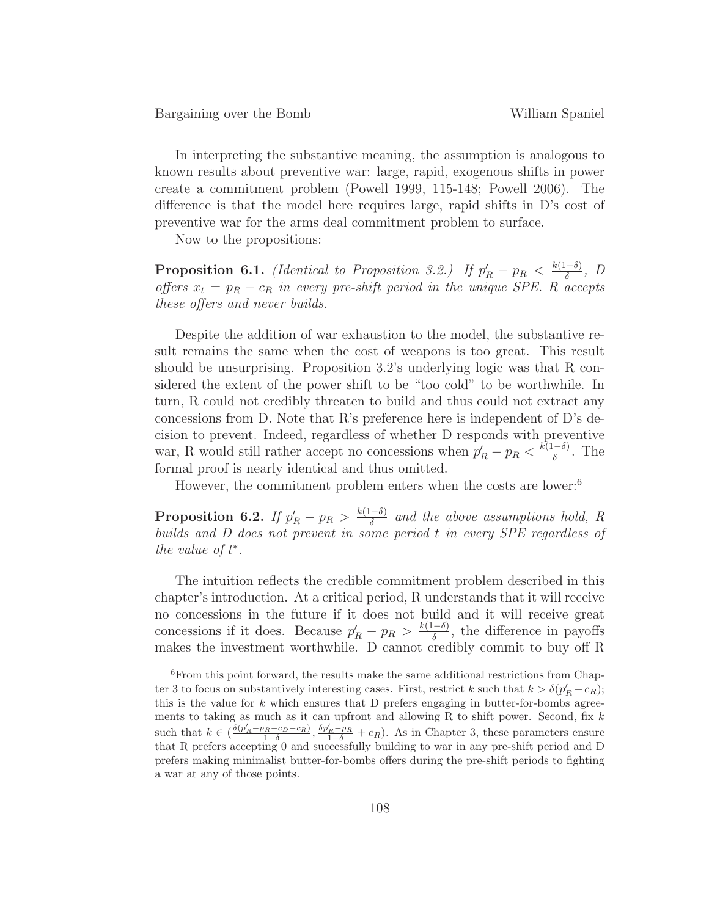In interpreting the substantive meaning, the assumption is analogous to known results about preventive war: large, rapid, exogenous shifts in power create a commitment problem (Powell 1999, 115-148; Powell 2006). The difference is that the model here requires large, rapid shifts in D's cost of preventive war for the arms deal commitment problem to surface.

Now to the propositions:

**Proposition 6.1.** *(Identical to Proposition 3.2.) If $p'_R - p_R < \frac{k(1-\delta)}{\delta}$, D offers $x_t = p_R - c_R$ in every pre-shift period in the unique SPE. R accepts these offers and never builds.*

Despite the addition of war exhaustion to the model, the substantive result remains the same when the cost of weapons is too great. This result should be unsurprising. Proposition 3.2's underlying logic was that R considered the extent of the power shift to be "too cold" to be worthwhile. In turn, R could not credibly threaten to build and thus could not extract any concessions from D. Note that R's preference here is independent of D's decision to prevent. Indeed, regardless of whether D responds with preventive war, R would still rather accept no concessions when $p'_R - p_R < \frac{k(1-\delta)}{\delta}$. The formal proof is nearly identical and thus omitted.

However, the commitment problem enters when the costs are lower:[6]

**Proposition 6.2.** *If $p'_R - p_R > \frac{k(1-\delta)}{\delta}$ and the above assumptions hold, R builds and D does not prevent in some period $t$ in every SPE regardless of the value of $t^*$.*

The intuition reflects the credible commitment problem described in this chapter's introduction. At a critical period, R understands that it will receive no concessions in the future if it does not build and it will receive great concessions if it does. Because $p'_R - p_R > \frac{k(1-\delta)}{\delta}$, the difference in payoffs makes the investment worthwhile. D cannot credibly commit to buy off R

[6] From this point forward, the results make the same additional restrictions from Chapter 3 to focus on substantively interesting cases. First, restrict $k$ such that $k > \delta(p'_R - c_R)$; this is the value for $k$ which ensures that D prefers engaging in butter-for-bombs agreements to taking as much as it can upfront and allowing R to shift power. Second, fix $k$ such that $k \in (\frac{\delta(p'_R - p_R - c_D - c_R)}{1-\delta}, \frac{\delta p'_R - p_R}{1-\delta} + c_R)$. As in Chapter 3, these parameters ensure that R prefers accepting 0 and successfully building to war in any pre-shift period and D prefers making minimalist butter-for-bombs offers during the pre-shift periods to fighting a war at any of those points.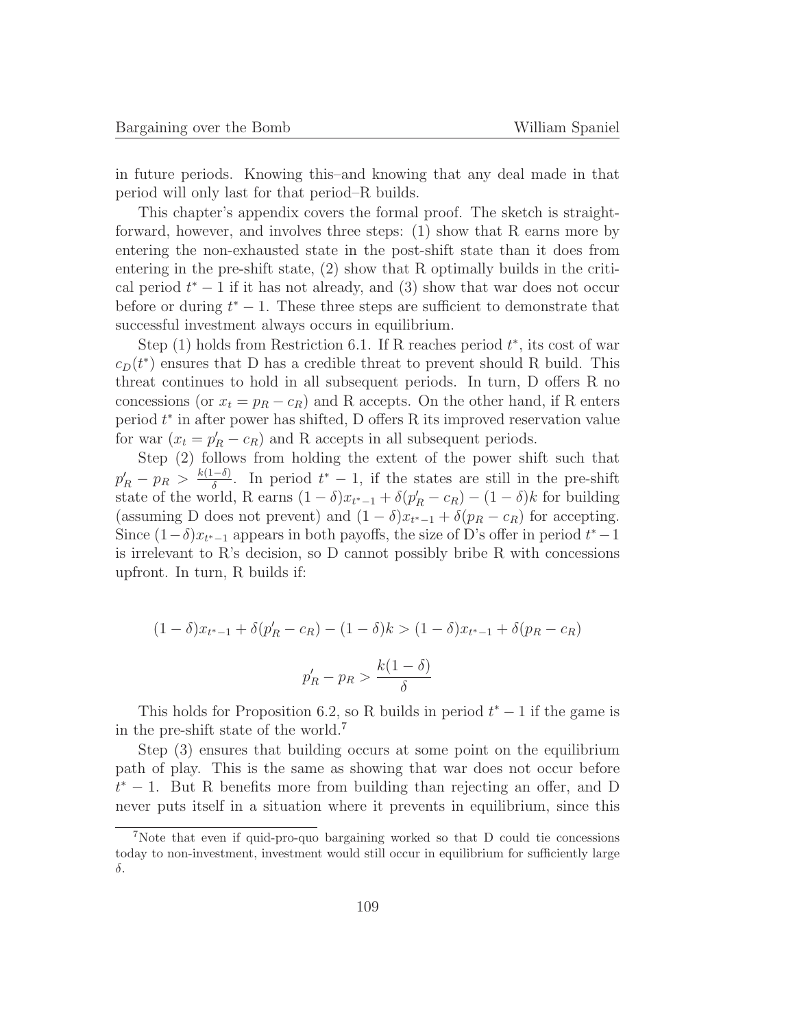in future periods. Knowing this–and knowing that any deal made in that period will only last for that period–R builds.

This chapter's appendix covers the formal proof. The sketch is straightforward, however, and involves three steps: (1) show that R earns more by entering the non-exhausted state in the post-shift state than it does from entering in the pre-shift state, (2) show that R optimally builds in the critical period $t^* - 1$ if it has not already, and (3) show that war does not occur before or during $t^* - 1$. These three steps are sufficient to demonstrate that successful investment always occurs in equilibrium.

Step (1) holds from Restriction 6.1. If R reaches period $t^*$, its cost of war $c_D(t^*)$ ensures that D has a credible threat to prevent should R build. This threat continues to hold in all subsequent periods. In turn, D offers R no concessions (or $x_t = p_R - c_R$) and R accepts. On the other hand, if R enters period $t^*$ in after power has shifted, D offers R its improved reservation value for war ($x_t = p'_R - c_R$) and R accepts in all subsequent periods.

Step (2) follows from holding the extent of the power shift such that $p'_R - p_R > \frac{k(1-\delta)}{\delta}$. In period $t^* - 1$, if the states are still in the pre-shift state of the world, R earns $(1-\delta)x_{t^*-1} + \delta(p'_R - c_R) - (1-\delta)k$ for building (assuming D does not prevent) and $(1-\delta)x_{t^*-1} + \delta(p_R - c_R)$ for accepting. Since $(1-\delta)x_{t^*-1}$ appears in both payoffs, the size of D's offer in period $t^* - 1$ is irrelevant to R's decision, so D cannot possibly bribe R with concessions upfront. In turn, R builds if:

$$(1-\delta)x_{t^*-1} + \delta(p'_R - c_R) - (1-\delta)k > (1-\delta)x_{t^*-1} + \delta(p_R - c_R)$$

$$p'_R - p_R > \frac{k(1-\delta)}{\delta}$$

This holds for Proposition 6.2, so R builds in period $t^* - 1$ if the game is in the pre-shift state of the world.[7]

Step (3) ensures that building occurs at some point on the equilibrium path of play. This is the same as showing that war does not occur before $t^* - 1$. But R benefits more from building than rejecting an offer, and D never puts itself in a situation where it prevents in equilibrium, since this

[7] Note that even if quid-pro-quo bargaining worked so that D could tie concessions today to non-investment, investment would still occur in equilibrium for sufficiently large $\delta$.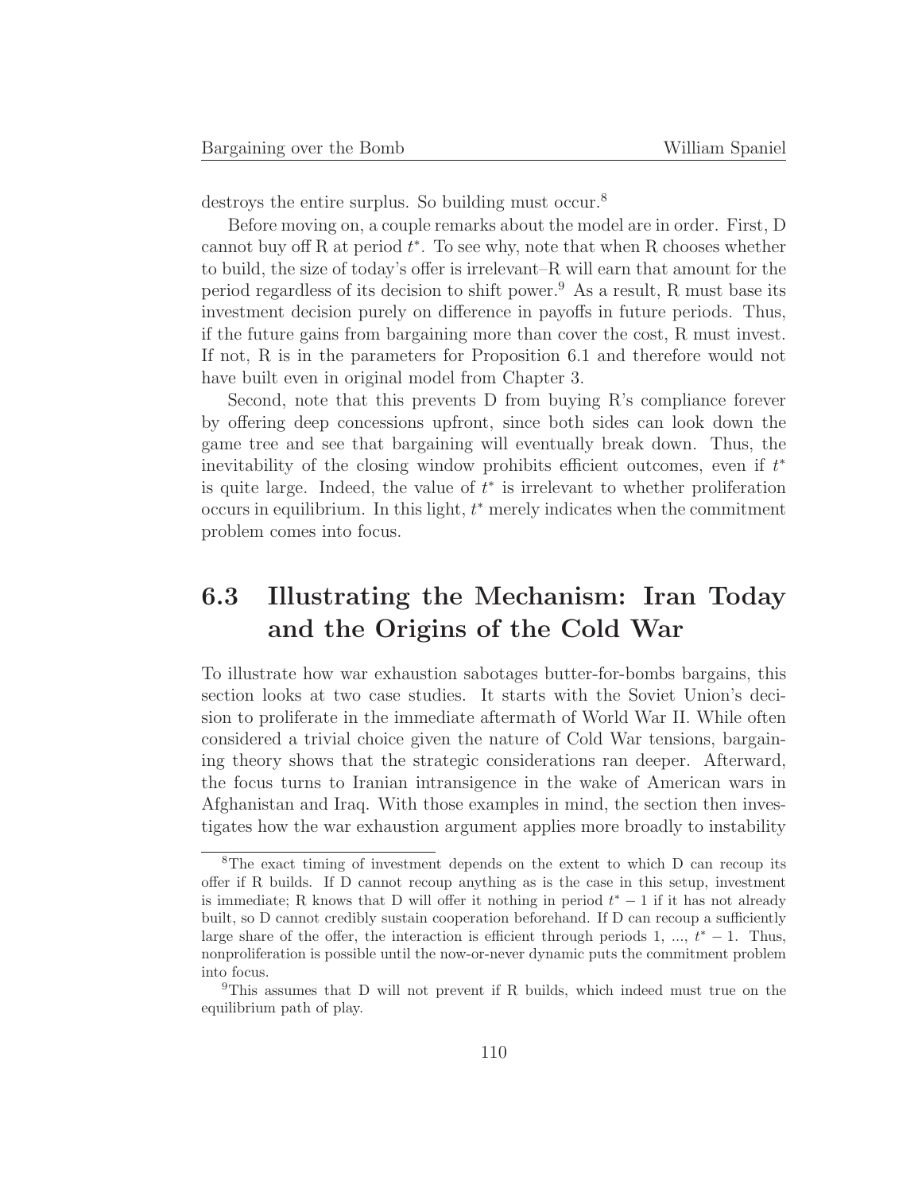destroys the entire surplus. So building must occur.[8]

Before moving on, a couple remarks about the model are in order. First, D cannot buy off R at period $t^*$. To see why, note that when R chooses whether to build, the size of today's offer is irrelevant–R will earn that amount for the period regardless of its decision to shift power.[9] As a result, R must base its investment decision purely on difference in payoffs in future periods. Thus, if the future gains from bargaining more than cover the cost, R must invest. If not, R is in the parameters for Proposition 6.1 and therefore would not have built even in original model from Chapter 3.

Second, note that this prevents D from buying R's compliance forever by offering deep concessions upfront, since both sides can look down the game tree and see that bargaining will eventually break down. Thus, the inevitability of the closing window prohibits efficient outcomes, even if $t^*$ is quite large. Indeed, the value of $t^*$ is irrelevant to whether proliferation occurs in equilibrium. In this light, $t^*$ merely indicates when the commitment problem comes into focus.

## 6.3 Illustrating the Mechanism: Iran Today and the Origins of the Cold War

To illustrate how war exhaustion sabotages butter-for-bombs bargains, this section looks at two case studies. It starts with the Soviet Union's decision to proliferate in the immediate aftermath of World War II. While often considered a trivial choice given the nature of Cold War tensions, bargaining theory shows that the strategic considerations ran deeper. Afterward, the focus turns to Iranian intransigence in the wake of American wars in Afghanistan and Iraq. With those examples in mind, the section then investigates how the war exhaustion argument applies more broadly to instability

---

[8] The exact timing of investment depends on the extent to which D can recoup its offer if R builds. If D cannot recoup anything as is the case in this setup, investment is immediate; R knows that D will offer it nothing in period $t^* - 1$ if it has not already built, so D cannot credibly sustain cooperation beforehand. If D can recoup a sufficiently large share of the offer, the interaction is efficient through periods 1, ..., $t^* - 1$. Thus, nonproliferation is possible until the now-or-never dynamic puts the commitment problem into focus.

[9] This assumes that D will not prevent if R builds, which indeed must true on the equilibrium path of play.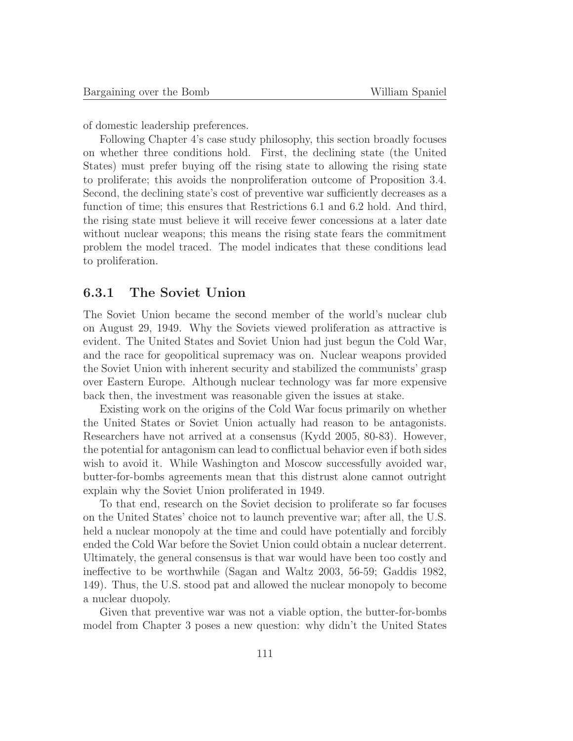of domestic leadership preferences.

Following Chapter 4's case study philosophy, this section broadly focuses on whether three conditions hold. First, the declining state (the United States) must prefer buying off the rising state to allowing the rising state to proliferate; this avoids the nonproliferation outcome of Proposition 3.4. Second, the declining state's cost of preventive war sufficiently decreases as a function of time; this ensures that Restrictions 6.1 and 6.2 hold. And third, the rising state must believe it will receive fewer concessions at a later date without nuclear weapons; this means the rising state fears the commitment problem the model traced. The model indicates that these conditions lead to proliferation.

### 6.3.1 The Soviet Union

The Soviet Union became the second member of the world's nuclear club on August 29, 1949. Why the Soviets viewed proliferation as attractive is evident. The United States and Soviet Union had just begun the Cold War, and the race for geopolitical supremacy was on. Nuclear weapons provided the Soviet Union with inherent security and stabilized the communists' grasp over Eastern Europe. Although nuclear technology was far more expensive back then, the investment was reasonable given the issues at stake.

Existing work on the origins of the Cold War focus primarily on whether the United States or Soviet Union actually had reason to be antagonists. Researchers have not arrived at a consensus (Kydd 2005, 80-83). However, the potential for antagonism can lead to conflictual behavior even if both sides wish to avoid it. While Washington and Moscow successfully avoided war, butter-for-bombs agreements mean that this distrust alone cannot outright explain why the Soviet Union proliferated in 1949.

To that end, research on the Soviet decision to proliferate so far focuses on the United States' choice not to launch preventive war; after all, the U.S. held a nuclear monopoly at the time and could have potentially and forcibly ended the Cold War before the Soviet Union could obtain a nuclear deterrent. Ultimately, the general consensus is that war would have been too costly and ineffective to be worthwhile (Sagan and Waltz 2003, 56-59; Gaddis 1982, 149). Thus, the U.S. stood pat and allowed the nuclear monopoly to become a nuclear duopoly.

Given that preventive war was not a viable option, the butter-for-bombs model from Chapter 3 poses a new question: why didn't the United States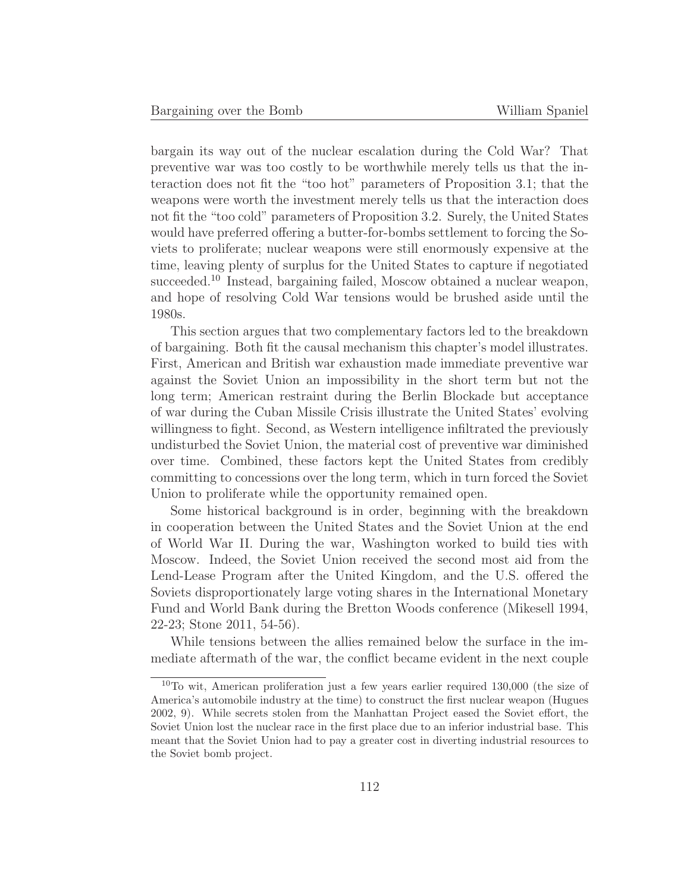bargain its way out of the nuclear escalation during the Cold War? That preventive war was too costly to be worthwhile merely tells us that the interaction does not fit the "too hot" parameters of Proposition 3.1; that the weapons were worth the investment merely tells us that the interaction does not fit the "too cold" parameters of Proposition 3.2. Surely, the United States would have preferred offering a butter-for-bombs settlement to forcing the Soviets to proliferate; nuclear weapons were still enormously expensive at the time, leaving plenty of surplus for the United States to capture if negotiated succeeded.[10] Instead, bargaining failed, Moscow obtained a nuclear weapon, and hope of resolving Cold War tensions would be brushed aside until the 1980s.

This section argues that two complementary factors led to the breakdown of bargaining. Both fit the causal mechanism this chapter's model illustrates. First, American and British war exhaustion made immediate preventive war against the Soviet Union an impossibility in the short term but not the long term; American restraint during the Berlin Blockade but acceptance of war during the Cuban Missile Crisis illustrate the United States' evolving willingness to fight. Second, as Western intelligence infiltrated the previously undisturbed the Soviet Union, the material cost of preventive war diminished over time. Combined, these factors kept the United States from credibly committing to concessions over the long term, which in turn forced the Soviet Union to proliferate while the opportunity remained open.

Some historical background is in order, beginning with the breakdown in cooperation between the United States and the Soviet Union at the end of World War II. During the war, Washington worked to build ties with Moscow. Indeed, the Soviet Union received the second most aid from the Lend-Lease Program after the United Kingdom, and the U.S. offered the Soviets disproportionately large voting shares in the International Monetary Fund and World Bank during the Bretton Woods conference (Mikesell 1994, 22-23; Stone 2011, 54-56).

While tensions between the allies remained below the surface in the immediate aftermath of the war, the conflict became evident in the next couple

[10] To wit, American proliferation just a few years earlier required 130,000 (the size of America's automobile industry at the time) to construct the first nuclear weapon (Hugues 2002, 9). While secrets stolen from the Manhattan Project eased the Soviet effort, the Soviet Union lost the nuclear race in the first place due to an inferior industrial base. This meant that the Soviet Union had to pay a greater cost in diverting industrial resources to the Soviet bomb project.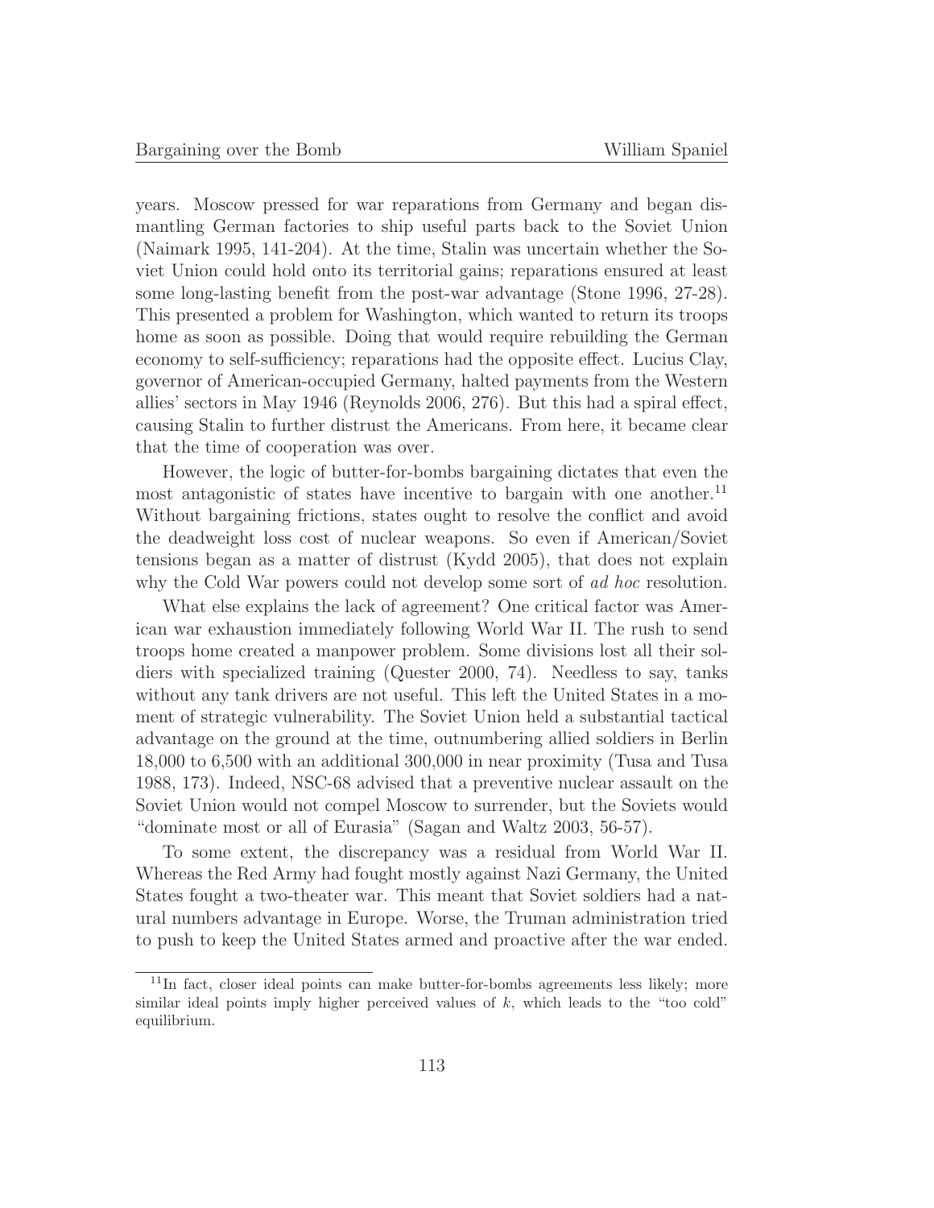years. Moscow pressed for war reparations from Germany and began dismantling German factories to ship useful parts back to the Soviet Union (Naimark 1995, 141-204). At the time, Stalin was uncertain whether the Soviet Union could hold onto its territorial gains; reparations ensured at least some long-lasting benefit from the post-war advantage (Stone 1996, 27-28). This presented a problem for Washington, which wanted to return its troops home as soon as possible. Doing that would require rebuilding the German economy to self-sufficiency; reparations had the opposite effect. Lucius Clay, governor of American-occupied Germany, halted payments from the Western allies' sectors in May 1946 (Reynolds 2006, 276). But this had a spiral effect, causing Stalin to further distrust the Americans. From here, it became clear that the time of cooperation was over.

However, the logic of butter-for-bombs bargaining dictates that even the most antagonistic of states have incentive to bargain with one another.[11] Without bargaining frictions, states ought to resolve the conflict and avoid the deadweight loss cost of nuclear weapons. So even if American/Soviet tensions began as a matter of distrust (Kydd 2005), that does not explain why the Cold War powers could not develop some sort of *ad hoc* resolution.

What else explains the lack of agreement? One critical factor was American war exhaustion immediately following World War II. The rush to send troops home created a manpower problem. Some divisions lost all their soldiers with specialized training (Quester 2000, 74). Needless to say, tanks without any tank drivers are not useful. This left the United States in a moment of strategic vulnerability. The Soviet Union held a substantial tactical advantage on the ground at the time, outnumbering allied soldiers in Berlin 18,000 to 6,500 with an additional 300,000 in near proximity (Tusa and Tusa 1988, 173). Indeed, NSC-68 advised that a preventive nuclear assault on the Soviet Union would not compel Moscow to surrender, but the Soviets would "dominate most or all of Eurasia" (Sagan and Waltz 2003, 56-57).

To some extent, the discrepancy was a residual from World War II. Whereas the Red Army had fought mostly against Nazi Germany, the United States fought a two-theater war. This meant that Soviet soldiers had a natural numbers advantage in Europe. Worse, the Truman administration tried to push to keep the United States armed and proactive after the war ended.

[11] In fact, closer ideal points can make butter-for-bombs agreements less likely; more similar ideal points imply higher perceived values of $k$, which leads to the "too cold" equilibrium.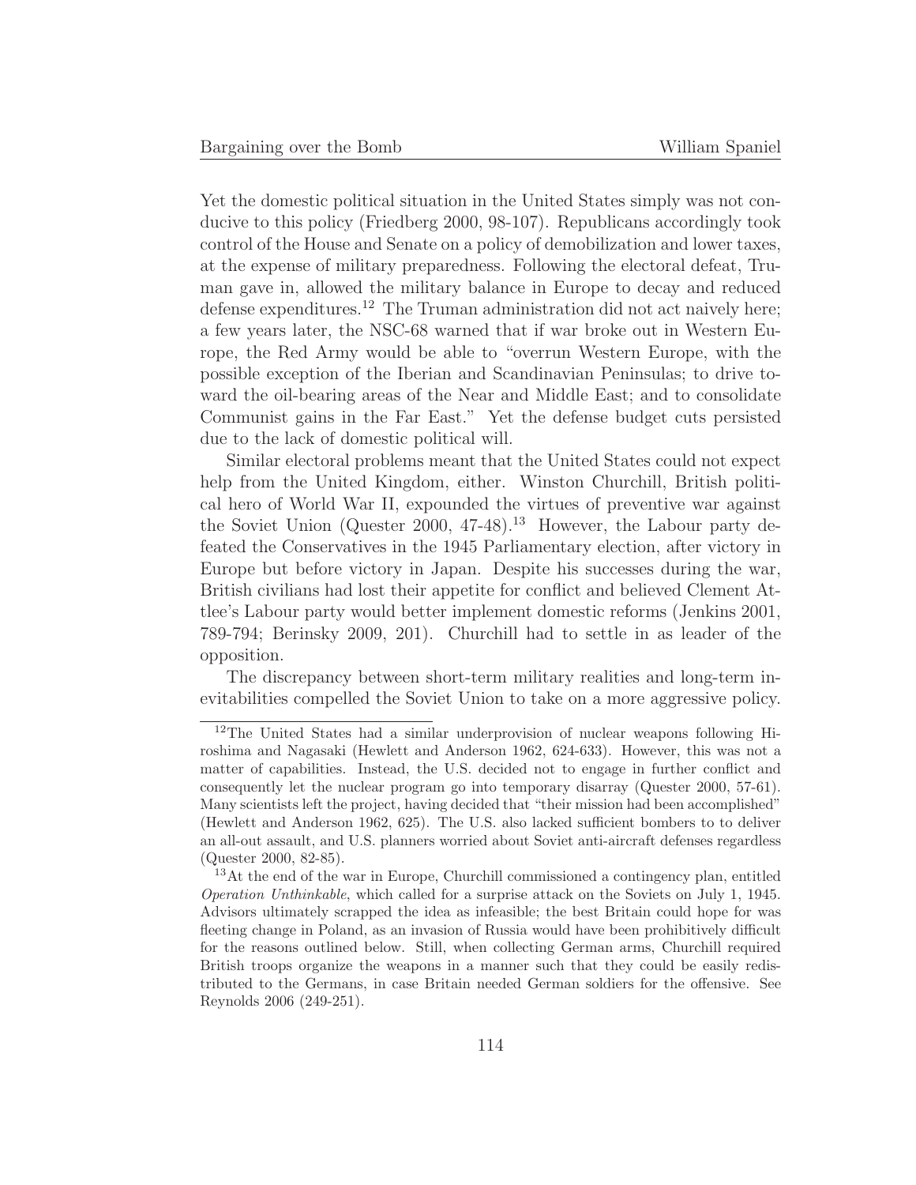Yet the domestic political situation in the United States simply was not conducive to this policy (Friedberg 2000, 98-107). Republicans accordingly took control of the House and Senate on a policy of demobilization and lower taxes, at the expense of military preparedness. Following the electoral defeat, Truman gave in, allowed the military balance in Europe to decay and reduced defense expenditures.[12] The Truman administration did not act naively here; a few years later, the NSC-68 warned that if war broke out in Western Europe, the Red Army would be able to "overrun Western Europe, with the possible exception of the Iberian and Scandinavian Peninsulas; to drive toward the oil-bearing areas of the Near and Middle East; and to consolidate Communist gains in the Far East." Yet the defense budget cuts persisted due to the lack of domestic political will.

Similar electoral problems meant that the United States could not expect help from the United Kingdom, either. Winston Churchill, British political hero of World War II, expounded the virtues of preventive war against the Soviet Union (Quester 2000, 47-48).[13] However, the Labour party defeated the Conservatives in the 1945 Parliamentary election, after victory in Europe but before victory in Japan. Despite his successes during the war, British civilians had lost their appetite for conflict and believed Clement Attlee's Labour party would better implement domestic reforms (Jenkins 2001, 789-794; Berinsky 2009, 201). Churchill had to settle in as leader of the opposition.

The discrepancy between short-term military realities and long-term inevitabilities compelled the Soviet Union to take on a more aggressive policy.

---

[12] The United States had a similar underprovision of nuclear weapons following Hiroshima and Nagasaki (Hewlett and Anderson 1962, 624-633). However, this was not a matter of capabilities. Instead, the U.S. decided not to engage in further conflict and consequently let the nuclear program go into temporary disarray (Quester 2000, 57-61). Many scientists left the project, having decided that "their mission had been accomplished" (Hewlett and Anderson 1962, 625). The U.S. also lacked sufficient bombers to to deliver an all-out assault, and U.S. planners worried about Soviet anti-aircraft defenses regardless (Quester 2000, 82-85).

[13] At the end of the war in Europe, Churchill commissioned a contingency plan, entitled *Operation Unthinkable*, which called for a surprise attack on the Soviets on July 1, 1945. Advisors ultimately scrapped the idea as infeasible; the best Britain could hope for was fleeting change in Poland, as an invasion of Russia would have been prohibitively difficult for the reasons outlined below. Still, when collecting German arms, Churchill required British troops organize the weapons in a manner such that they could be easily redistributed to the Germans, in case Britain needed German soldiers for the offensive. See Reynolds 2006 (249-251).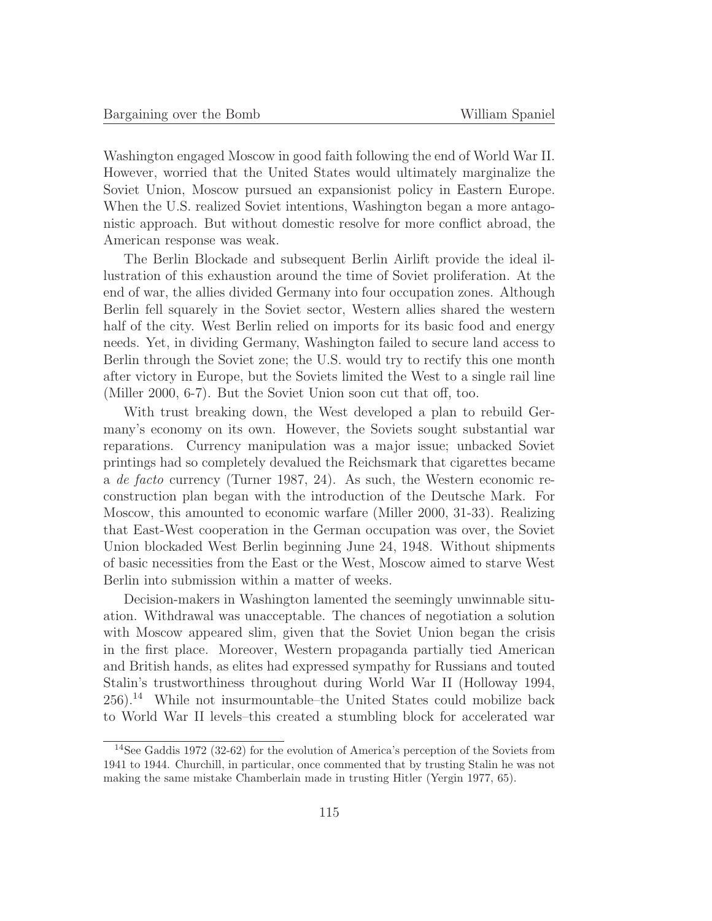Washington engaged Moscow in good faith following the end of World War II. However, worried that the United States would ultimately marginalize the Soviet Union, Moscow pursued an expansionist policy in Eastern Europe. When the U.S. realized Soviet intentions, Washington began a more antagonistic approach. But without domestic resolve for more conflict abroad, the American response was weak.

The Berlin Blockade and subsequent Berlin Airlift provide the ideal illustration of this exhaustion around the time of Soviet proliferation. At the end of war, the allies divided Germany into four occupation zones. Although Berlin fell squarely in the Soviet sector, Western allies shared the western half of the city. West Berlin relied on imports for its basic food and energy needs. Yet, in dividing Germany, Washington failed to secure land access to Berlin through the Soviet zone; the U.S. would try to rectify this one month after victory in Europe, but the Soviets limited the West to a single rail line (Miller 2000, 6-7). But the Soviet Union soon cut that off, too.

With trust breaking down, the West developed a plan to rebuild Germany's economy on its own. However, the Soviets sought substantial war reparations. Currency manipulation was a major issue; unbacked Soviet printings had so completely devalued the Reichsmark that cigarettes became a *de facto* currency (Turner 1987, 24). As such, the Western economic reconstruction plan began with the introduction of the Deutsche Mark. For Moscow, this amounted to economic warfare (Miller 2000, 31-33). Realizing that East-West cooperation in the German occupation was over, the Soviet Union blockaded West Berlin beginning June 24, 1948. Without shipments of basic necessities from the East or the West, Moscow aimed to starve West Berlin into submission within a matter of weeks.

Decision-makers in Washington lamented the seemingly unwinnable situation. Withdrawal was unacceptable. The chances of negotiation a solution with Moscow appeared slim, given that the Soviet Union began the crisis in the first place. Moreover, Western propaganda partially tied American and British hands, as elites had expressed sympathy for Russians and touted Stalin's trustworthiness throughout during World War II (Holloway 1994, 256).[14] While not insurmountable–the United States could mobilize back to World War II levels–this created a stumbling block for accelerated war

[14] See Gaddis 1972 (32-62) for the evolution of America's perception of the Soviets from 1941 to 1944. Churchill, in particular, once commented that by trusting Stalin he was not making the same mistake Chamberlain made in trusting Hitler (Yergin 1977, 65).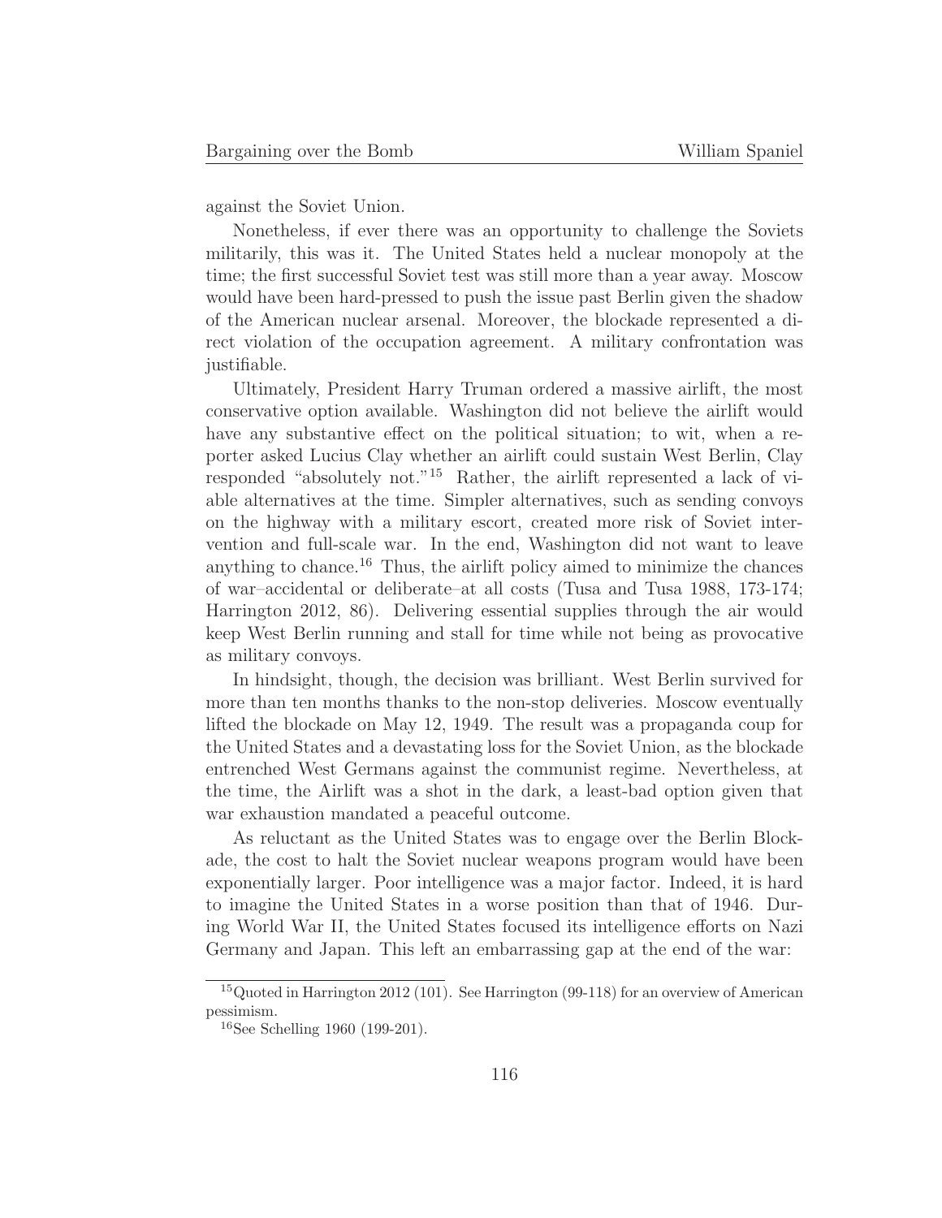against the Soviet Union.

Nonetheless, if ever there was an opportunity to challenge the Soviets militarily, this was it. The United States held a nuclear monopoly at the time; the first successful Soviet test was still more than a year away. Moscow would have been hard-pressed to push the issue past Berlin given the shadow of the American nuclear arsenal. Moreover, the blockade represented a direct violation of the occupation agreement. A military confrontation was justifiable.

Ultimately, President Harry Truman ordered a massive airlift, the most conservative option available. Washington did not believe the airlift would have any substantive effect on the political situation; to wit, when a reporter asked Lucius Clay whether an airlift could sustain West Berlin, Clay responded "absolutely not."[15] Rather, the airlift represented a lack of viable alternatives at the time. Simpler alternatives, such as sending convoys on the highway with a military escort, created more risk of Soviet intervention and full-scale war. In the end, Washington did not want to leave anything to chance.[16] Thus, the airlift policy aimed to minimize the chances of war–accidental or deliberate–at all costs (Tusa and Tusa 1988, 173-174; Harrington 2012, 86). Delivering essential supplies through the air would keep West Berlin running and stall for time while not being as provocative as military convoys.

In hindsight, though, the decision was brilliant. West Berlin survived for more than ten months thanks to the non-stop deliveries. Moscow eventually lifted the blockade on May 12, 1949. The result was a propaganda coup for the United States and a devastating loss for the Soviet Union, as the blockade entrenched West Germans against the communist regime. Nevertheless, at the time, the Airlift was a shot in the dark, a least-bad option given that war exhaustion mandated a peaceful outcome.

As reluctant as the United States was to engage over the Berlin Blockade, the cost to halt the Soviet nuclear weapons program would have been exponentially larger. Poor intelligence was a major factor. Indeed, it is hard to imagine the United States in a worse position than that of 1946. During World War II, the United States focused its intelligence efforts on Nazi Germany and Japan. This left an embarrassing gap at the end of the war:

[15] Quoted in Harrington 2012 (101). See Harrington (99-118) for an overview of American pessimism.

[16] See Schelling 1960 (199-201).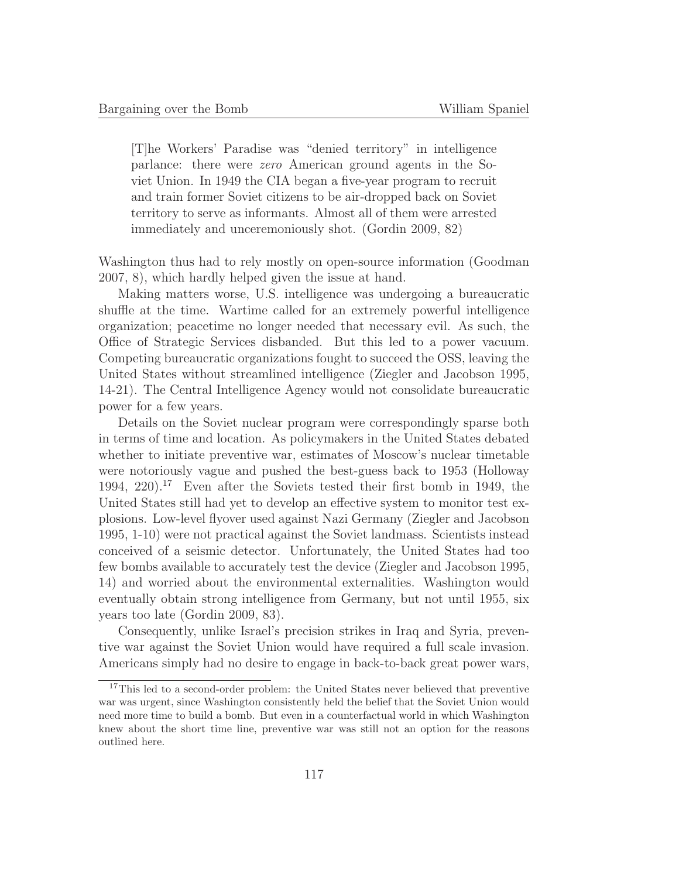> [T]he Workers' Paradise was "denied territory" in intelligence parlance: there were *zero* American ground agents in the Soviet Union. In 1949 the CIA began a five-year program to recruit and train former Soviet citizens to be air-dropped back on Soviet territory to serve as informants. Almost all of them were arrested immediately and unceremoniously shot. (Gordin 2009, 82)

Washington thus had to rely mostly on open-source information (Goodman 2007, 8), which hardly helped given the issue at hand.

Making matters worse, U.S. intelligence was undergoing a bureaucratic shuffle at the time. Wartime called for an extremely powerful intelligence organization; peacetime no longer needed that necessary evil. As such, the Office of Strategic Services disbanded. But this led to a power vacuum. Competing bureaucratic organizations fought to succeed the OSS, leaving the United States without streamlined intelligence (Ziegler and Jacobson 1995, 14-21). The Central Intelligence Agency would not consolidate bureaucratic power for a few years.

Details on the Soviet nuclear program were correspondingly sparse both in terms of time and location. As policymakers in the United States debated whether to initiate preventive war, estimates of Moscow's nuclear timetable were notoriously vague and pushed the best-guess back to 1953 (Holloway 1994, 220).[17] Even after the Soviets tested their first bomb in 1949, the United States still had yet to develop an effective system to monitor test explosions. Low-level flyover used against Nazi Germany (Ziegler and Jacobson 1995, 1-10) were not practical against the Soviet landmass. Scientists instead conceived of a seismic detector. Unfortunately, the United States had too few bombs available to accurately test the device (Ziegler and Jacobson 1995, 14) and worried about the environmental externalities. Washington would eventually obtain strong intelligence from Germany, but not until 1955, six years too late (Gordin 2009, 83).

Consequently, unlike Israel's precision strikes in Iraq and Syria, preventive war against the Soviet Union would have required a full scale invasion. Americans simply had no desire to engage in back-to-back great power wars,

[17] This led to a second-order problem: the United States never believed that preventive war was urgent, since Washington consistently held the belief that the Soviet Union would need more time to build a bomb. But even in a counterfactual world in which Washington knew about the short time line, preventive war was still not an option for the reasons outlined here.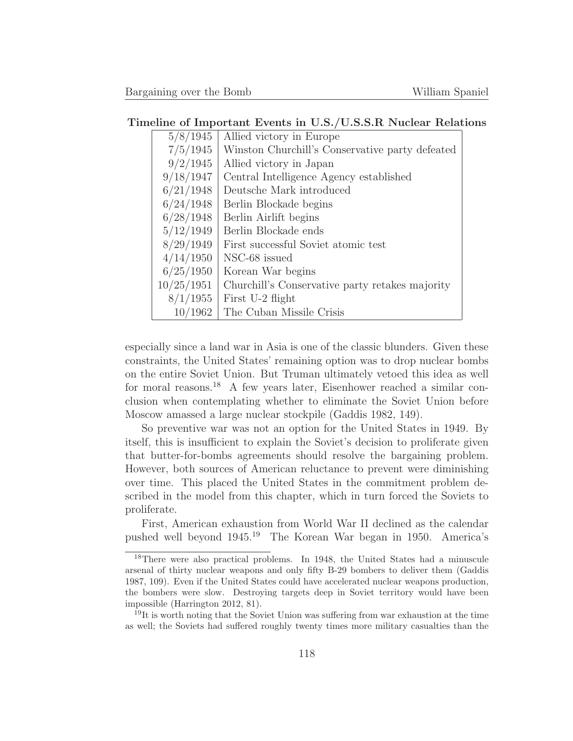**Timeline of Important Events in U.S./U.S.S.R Nuclear Relations**

| Date | Event |
|---|---|
| 5/8/1945 | Allied victory in Europe |
| 7/5/1945 | Winston Churchill's Conservative party defeated |
| 9/2/1945 | Allied victory in Japan |
| 9/18/1947 | Central Intelligence Agency established |
| 6/21/1948 | Deutsche Mark introduced |
| 6/24/1948 | Berlin Blockade begins |
| 6/28/1948 | Berlin Airlift begins |
| 5/12/1949 | Berlin Blockade ends |
| 8/29/1949 | First successful Soviet atomic test |
| 4/14/1950 | NSC-68 issued |
| 6/25/1950 | Korean War begins |
| 10/25/1951 | Churchill's Conservative party retakes majority |
| 8/1/1955 | First U-2 flight |
| 10/1962 | The Cuban Missile Crisis |

especially since a land war in Asia is one of the classic blunders. Given these constraints, the United States' remaining option was to drop nuclear bombs on the entire Soviet Union. But Truman ultimately vetoed this idea as well for moral reasons.[18] A few years later, Eisenhower reached a similar conclusion when contemplating whether to eliminate the Soviet Union before Moscow amassed a large nuclear stockpile (Gaddis 1982, 149).

So preventive war was not an option for the United States in 1949. By itself, this is insufficient to explain the Soviet's decision to proliferate given that butter-for-bombs agreements should resolve the bargaining problem. However, both sources of American reluctance to prevent were diminishing over time. This placed the United States in the commitment problem described in the model from this chapter, which in turn forced the Soviets to proliferate.

First, American exhaustion from World War II declined as the calendar pushed well beyond 1945.[19] The Korean War began in 1950. America's

[18] There were also practical problems. In 1948, the United States had a minuscule arsenal of thirty nuclear weapons and only fifty B-29 bombers to deliver them (Gaddis 1987, 109). Even if the United States could have accelerated nuclear weapons production, the bombers were slow. Destroying targets deep in Soviet territory would have been impossible (Harrington 2012, 81).

[19] It is worth noting that the Soviet Union was suffering from war exhaustion at the time as well; the Soviets had suffered roughly twenty times more military casualties than the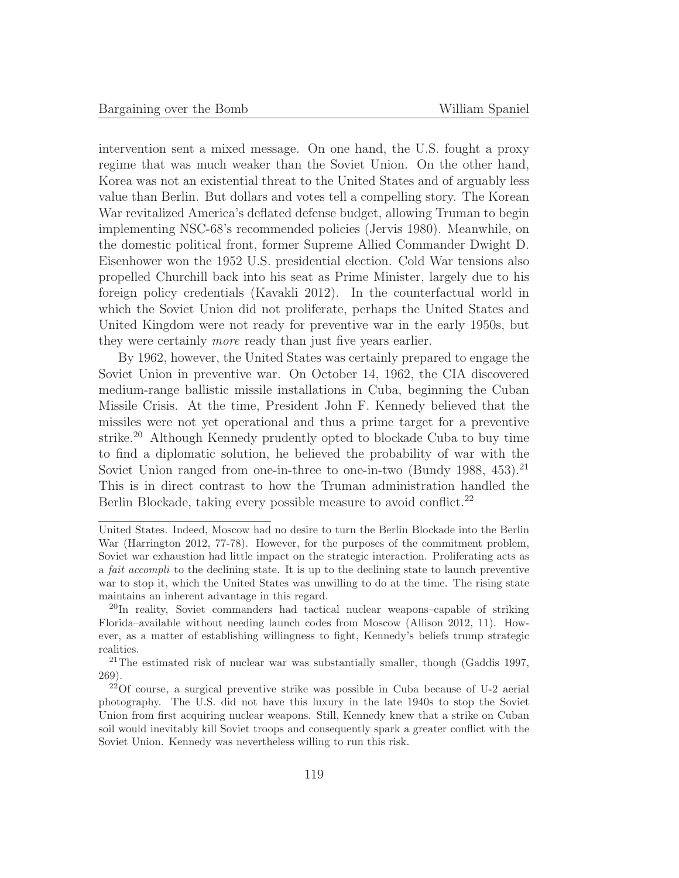intervention sent a mixed message. On one hand, the U.S. fought a proxy regime that was much weaker than the Soviet Union. On the other hand, Korea was not an existential threat to the United States and of arguably less value than Berlin. But dollars and votes tell a compelling story. The Korean War revitalized America's deflated defense budget, allowing Truman to begin implementing NSC-68's recommended policies (Jervis 1980). Meanwhile, on the domestic political front, former Supreme Allied Commander Dwight D. Eisenhower won the 1952 U.S. presidential election. Cold War tensions also propelled Churchill back into his seat as Prime Minister, largely due to his foreign policy credentials (Kavakli 2012). In the counterfactual world in which the Soviet Union did not proliferate, perhaps the United States and United Kingdom were not ready for preventive war in the early 1950s, but they were certainly *more* ready than just five years earlier.

By 1962, however, the United States was certainly prepared to engage the Soviet Union in preventive war. On October 14, 1962, the CIA discovered medium-range ballistic missile installations in Cuba, beginning the Cuban Missile Crisis. At the time, President John F. Kennedy believed that the missiles were not yet operational and thus a prime target for a preventive strike.[20] Although Kennedy prudently opted to blockade Cuba to buy time to find a diplomatic solution, he believed the probability of war with the Soviet Union ranged from one-in-three to one-in-two (Bundy 1988, 453).[21] This is in direct contrast to how the Truman administration handled the Berlin Blockade, taking every possible measure to avoid conflict.[22]

---

United States. Indeed, Moscow had no desire to turn the Berlin Blockade into the Berlin War (Harrington 2012, 77-78). However, for the purposes of the commitment problem, Soviet war exhaustion had little impact on the strategic interaction. Proliferating acts as a *fait accompli* to the declining state. It is up to the declining state to launch preventive war to stop it, which the United States was unwilling to do at the time. The rising state maintains an inherent advantage in this regard.

[20] In reality, Soviet commanders had tactical nuclear weapons–capable of striking Florida–available without needing launch codes from Moscow (Allison 2012, 11). However, as a matter of establishing willingness to fight, Kennedy's beliefs trump strategic realities.

[21] The estimated risk of nuclear war was substantially smaller, though (Gaddis 1997, 269).

[22] Of course, a surgical preventive strike was possible in Cuba because of U-2 aerial photography. The U.S. did not have this luxury in the late 1940s to stop the Soviet Union from first acquiring nuclear weapons. Still, Kennedy knew that a strike on Cuban soil would inevitably kill Soviet troops and consequently spark a greater conflict with the Soviet Union. Kennedy was nevertheless willing to run this risk.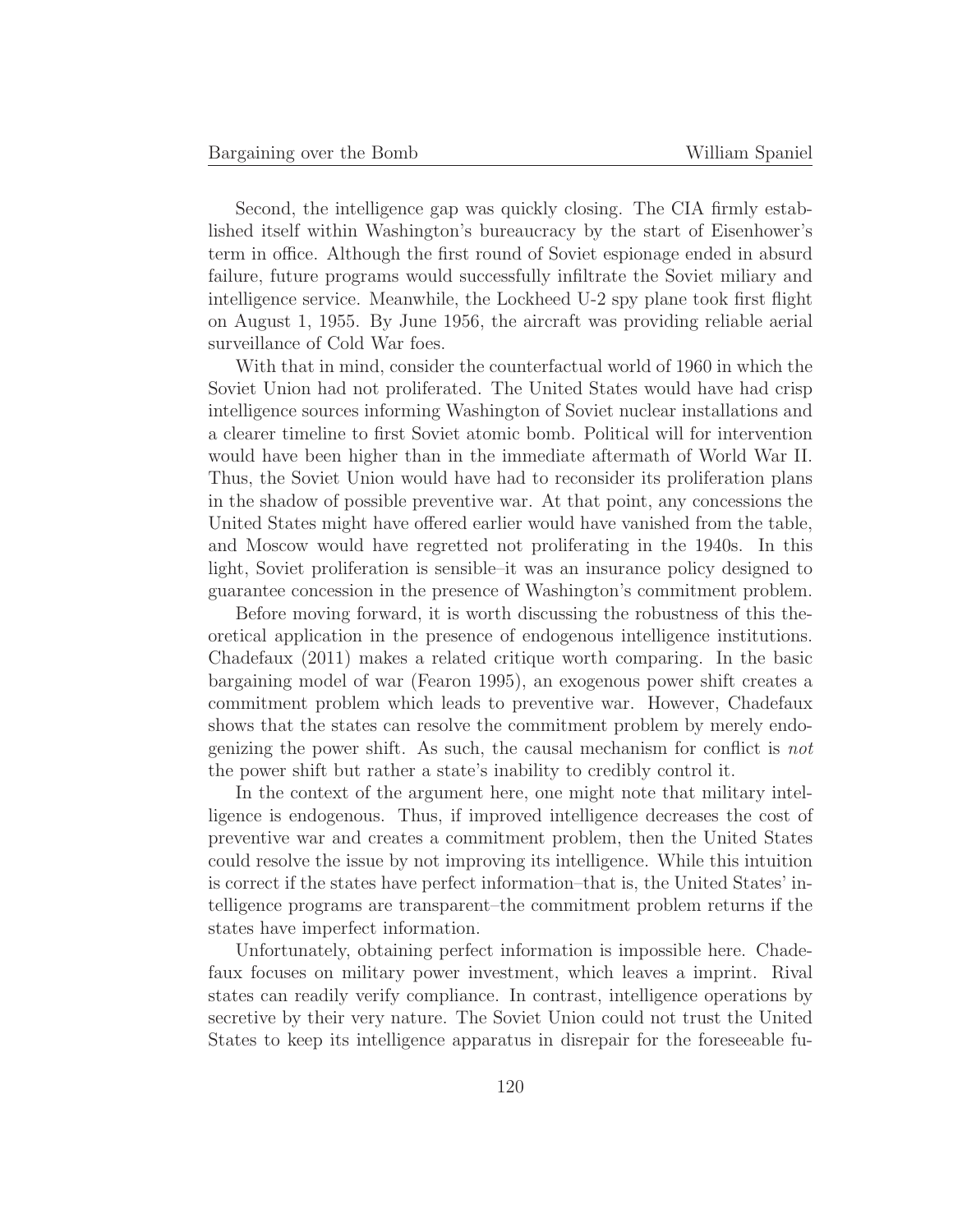Second, the intelligence gap was quickly closing. The CIA firmly established itself within Washington's bureaucracy by the start of Eisenhower's term in office. Although the first round of Soviet espionage ended in absurd failure, future programs would successfully infiltrate the Soviet miliary and intelligence service. Meanwhile, the Lockheed U-2 spy plane took first flight on August 1, 1955. By June 1956, the aircraft was providing reliable aerial surveillance of Cold War foes.

With that in mind, consider the counterfactual world of 1960 in which the Soviet Union had not proliferated. The United States would have had crisp intelligence sources informing Washington of Soviet nuclear installations and a clearer timeline to first Soviet atomic bomb. Political will for intervention would have been higher than in the immediate aftermath of World War II. Thus, the Soviet Union would have had to reconsider its proliferation plans in the shadow of possible preventive war. At that point, any concessions the United States might have offered earlier would have vanished from the table, and Moscow would have regretted not proliferating in the 1940s. In this light, Soviet proliferation is sensible–it was an insurance policy designed to guarantee concession in the presence of Washington's commitment problem.

Before moving forward, it is worth discussing the robustness of this theoretical application in the presence of endogenous intelligence institutions. Chadefaux (2011) makes a related critique worth comparing. In the basic bargaining model of war (Fearon 1995), an exogenous power shift creates a commitment problem which leads to preventive war. However, Chadefaux shows that the states can resolve the commitment problem by merely endogenizing the power shift. As such, the causal mechanism for conflict is *not* the power shift but rather a state's inability to credibly control it.

In the context of the argument here, one might note that military intelligence is endogenous. Thus, if improved intelligence decreases the cost of preventive war and creates a commitment problem, then the United States could resolve the issue by not improving its intelligence. While this intuition is correct if the states have perfect information–that is, the United States' intelligence programs are transparent–the commitment problem returns if the states have imperfect information.

Unfortunately, obtaining perfect information is impossible here. Chadefaux focuses on military power investment, which leaves a imprint. Rival states can readily verify compliance. In contrast, intelligence operations by secretive by their very nature. The Soviet Union could not trust the United States to keep its intelligence apparatus in disrepair for the foreseeable fu-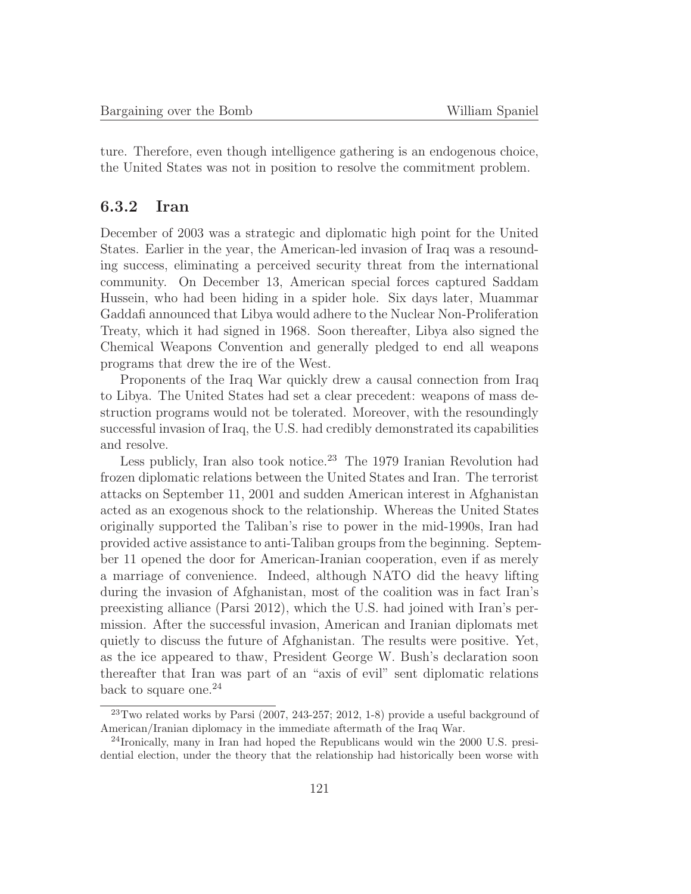ture. Therefore, even though intelligence gathering is an endogenous choice, the United States was not in position to resolve the commitment problem.

### 6.3.2 Iran

December of 2003 was a strategic and diplomatic high point for the United States. Earlier in the year, the American-led invasion of Iraq was a resounding success, eliminating a perceived security threat from the international community. On December 13, American special forces captured Saddam Hussein, who had been hiding in a spider hole. Six days later, Muammar Gaddafi announced that Libya would adhere to the Nuclear Non-Proliferation Treaty, which it had signed in 1968. Soon thereafter, Libya also signed the Chemical Weapons Convention and generally pledged to end all weapons programs that drew the ire of the West.

Proponents of the Iraq War quickly drew a causal connection from Iraq to Libya. The United States had set a clear precedent: weapons of mass destruction programs would not be tolerated. Moreover, with the resoundingly successful invasion of Iraq, the U.S. had credibly demonstrated its capabilities and resolve.

Less publicly, Iran also took notice.[23] The 1979 Iranian Revolution had frozen diplomatic relations between the United States and Iran. The terrorist attacks on September 11, 2001 and sudden American interest in Afghanistan acted as an exogenous shock to the relationship. Whereas the United States originally supported the Taliban's rise to power in the mid-1990s, Iran had provided active assistance to anti-Taliban groups from the beginning. September 11 opened the door for American-Iranian cooperation, even if as merely a marriage of convenience. Indeed, although NATO did the heavy lifting during the invasion of Afghanistan, most of the coalition was in fact Iran's preexisting alliance (Parsi 2012), which the U.S. had joined with Iran's permission. After the successful invasion, American and Iranian diplomats met quietly to discuss the future of Afghanistan. The results were positive. Yet, as the ice appeared to thaw, President George W. Bush's declaration soon thereafter that Iran was part of an "axis of evil" sent diplomatic relations back to square one.[24]

---

[23] Two related works by Parsi (2007, 243-257; 2012, 1-8) provide a useful background of American/Iranian diplomacy in the immediate aftermath of the Iraq War.

[24] Ironically, many in Iran had hoped the Republicans would win the 2000 U.S. presidential election, under the theory that the relationship had historically been worse with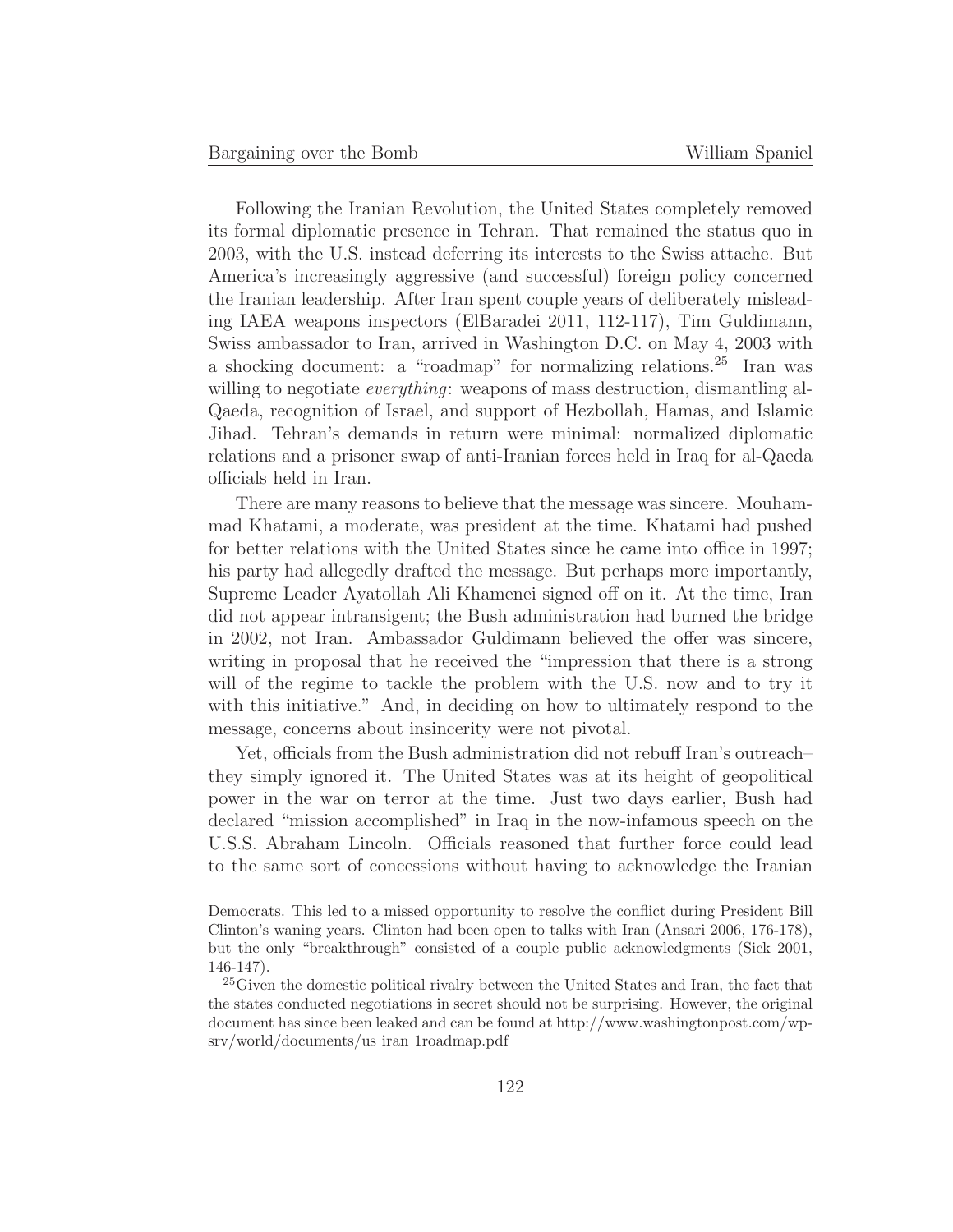Following the Iranian Revolution, the United States completely removed its formal diplomatic presence in Tehran. That remained the status quo in 2003, with the U.S. instead deferring its interests to the Swiss attache. But America's increasingly aggressive (and successful) foreign policy concerned the Iranian leadership. After Iran spent couple years of deliberately misleading IAEA weapons inspectors (ElBaradei 2011, 112-117), Tim Guldimann, Swiss ambassador to Iran, arrived in Washington D.C. on May 4, 2003 with a shocking document: a "roadmap" for normalizing relations.[25] Iran was willing to negotiate *everything*: weapons of mass destruction, dismantling al-Qaeda, recognition of Israel, and support of Hezbollah, Hamas, and Islamic Jihad. Tehran's demands in return were minimal: normalized diplomatic relations and a prisoner swap of anti-Iranian forces held in Iraq for al-Qaeda officials held in Iran.

There are many reasons to believe that the message was sincere. Mouhammad Khatami, a moderate, was president at the time. Khatami had pushed for better relations with the United States since he came into office in 1997; his party had allegedly drafted the message. But perhaps more importantly, Supreme Leader Ayatollah Ali Khamenei signed off on it. At the time, Iran did not appear intransigent; the Bush administration had burned the bridge in 2002, not Iran. Ambassador Guldimann believed the offer was sincere, writing in proposal that he received the "impression that there is a strong will of the regime to tackle the problem with the U.S. now and to try it with this initiative." And, in deciding on how to ultimately respond to the message, concerns about insincerity were not pivotal.

Yet, officials from the Bush administration did not rebuff Iran's outreach– they simply ignored it. The United States was at its height of geopolitical power in the war on terror at the time. Just two days earlier, Bush had declared "mission accomplished" in Iraq in the now-infamous speech on the U.S.S. Abraham Lincoln. Officials reasoned that further force could lead to the same sort of concessions without having to acknowledge the Iranian

---

Democrats. This led to a missed opportunity to resolve the conflict during President Bill Clinton's waning years. Clinton had been open to talks with Iran (Ansari 2006, 176-178), but the only "breakthrough" consisted of a couple public acknowledgments (Sick 2001, 146-147).

[25] Given the domestic political rivalry between the United States and Iran, the fact that the states conducted negotiations in secret should not be surprising. However, the original document has since been leaked and can be found at http://www.washingtonpost.com/wp-srv/world/documents/us_iran_1roadmap.pdf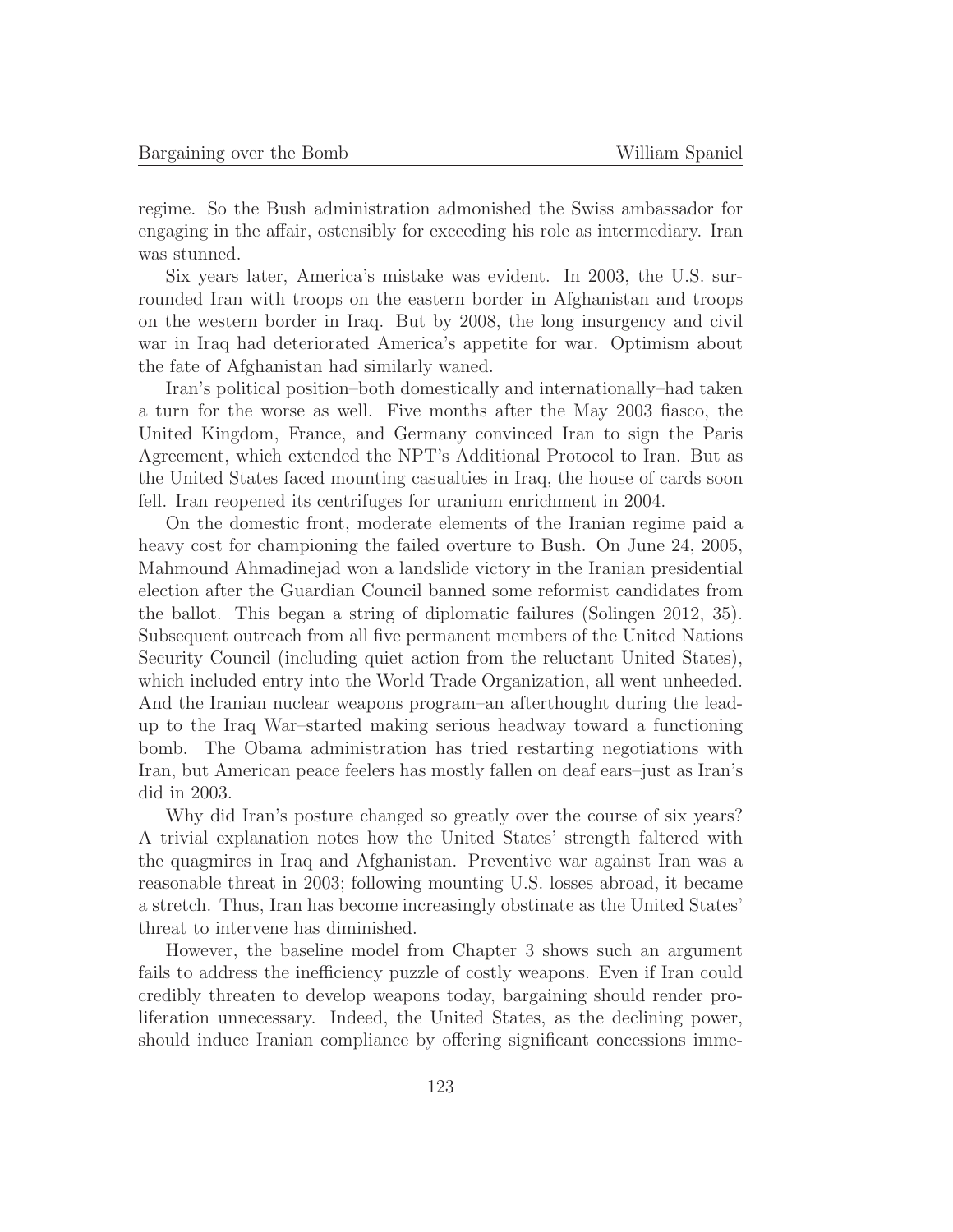regime. So the Bush administration admonished the Swiss ambassador for engaging in the affair, ostensibly for exceeding his role as intermediary. Iran was stunned.

Six years later, America's mistake was evident. In 2003, the U.S. surrounded Iran with troops on the eastern border in Afghanistan and troops on the western border in Iraq. But by 2008, the long insurgency and civil war in Iraq had deteriorated America's appetite for war. Optimism about the fate of Afghanistan had similarly waned.

Iran's political position–both domestically and internationally–had taken a turn for the worse as well. Five months after the May 2003 fiasco, the United Kingdom, France, and Germany convinced Iran to sign the Paris Agreement, which extended the NPT's Additional Protocol to Iran. But as the United States faced mounting casualties in Iraq, the house of cards soon fell. Iran reopened its centrifuges for uranium enrichment in 2004.

On the domestic front, moderate elements of the Iranian regime paid a heavy cost for championing the failed overture to Bush. On June 24, 2005, Mahmound Ahmadinejad won a landslide victory in the Iranian presidential election after the Guardian Council banned some reformist candidates from the ballot. This began a string of diplomatic failures (Solingen 2012, 35). Subsequent outreach from all five permanent members of the United Nations Security Council (including quiet action from the reluctant United States), which included entry into the World Trade Organization, all went unheeded. And the Iranian nuclear weapons program–an afterthought during the lead-up to the Iraq War–started making serious headway toward a functioning bomb. The Obama administration has tried restarting negotiations with Iran, but American peace feelers has mostly fallen on deaf ears–just as Iran's did in 2003.

Why did Iran's posture changed so greatly over the course of six years? A trivial explanation notes how the United States' strength faltered with the quagmires in Iraq and Afghanistan. Preventive war against Iran was a reasonable threat in 2003; following mounting U.S. losses abroad, it became a stretch. Thus, Iran has become increasingly obstinate as the United States' threat to intervene has diminished.

However, the baseline model from Chapter 3 shows such an argument fails to address the inefficiency puzzle of costly weapons. Even if Iran could credibly threaten to develop weapons today, bargaining should render proliferation unnecessary. Indeed, the United States, as the declining power, should induce Iranian compliance by offering significant concessions imme-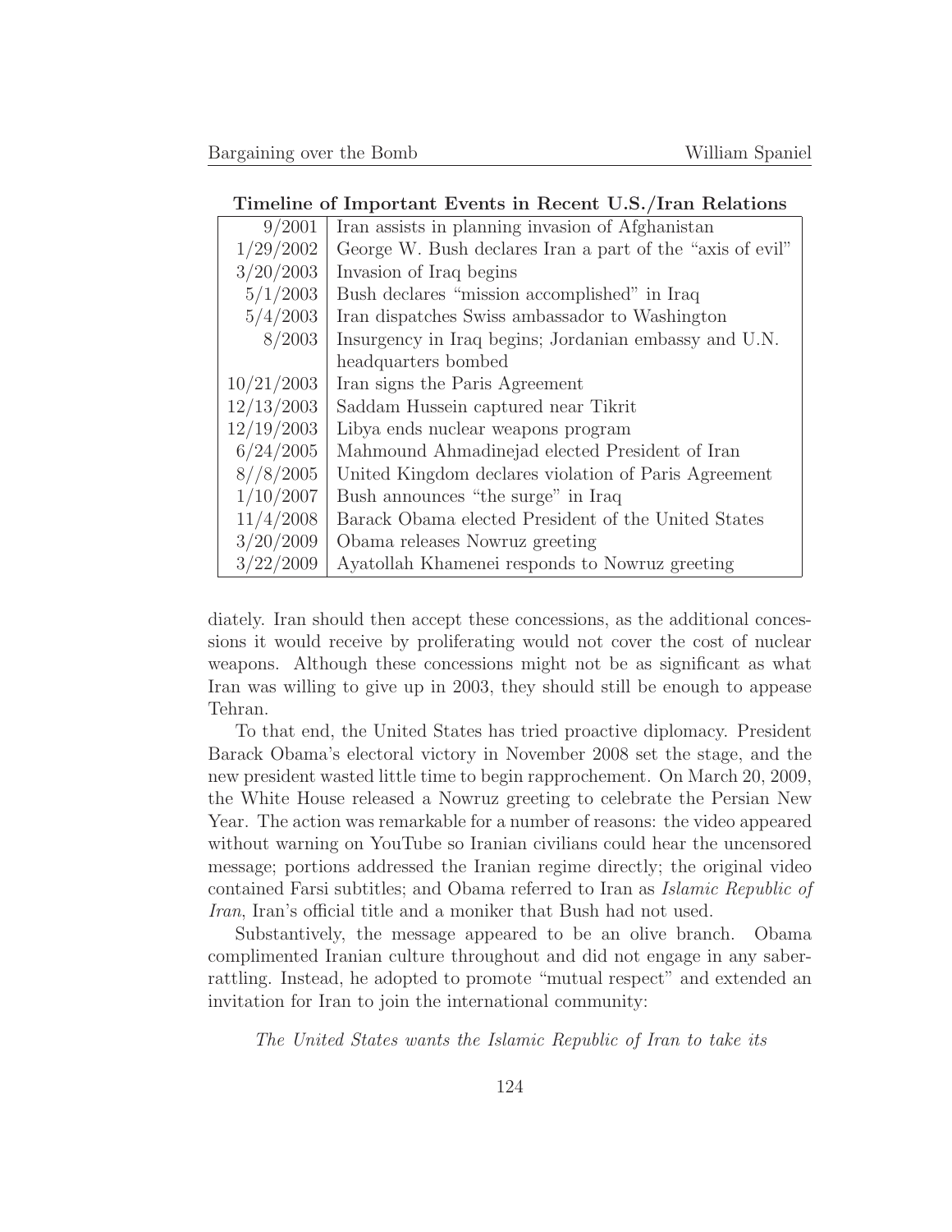**Timeline of Important Events in Recent U.S./Iran Relations**

| | |
|---|---|
| 9/2001 | Iran assists in planning invasion of Afghanistan |
| 1/29/2002 | George W. Bush declares Iran a part of the "axis of evil" |
| 3/20/2003 | Invasion of Iraq begins |
| 5/1/2003 | Bush declares "mission accomplished" in Iraq |
| 5/4/2003 | Iran dispatches Swiss ambassador to Washington |
| 8/2003 | Insurgency in Iraq begins; Jordanian embassy and U.N. headquarters bombed |
| 10/21/2003 | Iran signs the Paris Agreement |
| 12/13/2003 | Saddam Hussein captured near Tikrit |
| 12/19/2003 | Libya ends nuclear weapons program |
| 6/24/2005 | Mahmound Ahmadinejad elected President of Iran |
| 8//8/2005 | United Kingdom declares violation of Paris Agreement |
| 1/10/2007 | Bush announces "the surge" in Iraq |
| 11/4/2008 | Barack Obama elected President of the United States |
| 3/20/2009 | Obama releases Nowruz greeting |
| 3/22/2009 | Ayatollah Khamenei responds to Nowruz greeting |

diately. Iran should then accept these concessions, as the additional concessions it would receive by proliferating would not cover the cost of nuclear weapons. Although these concessions might not be as significant as what Iran was willing to give up in 2003, they should still be enough to appease Tehran.

To that end, the United States has tried proactive diplomacy. President Barack Obama's electoral victory in November 2008 set the stage, and the new president wasted little time to begin rapprochement. On March 20, 2009, the White House released a Nowruz greeting to celebrate the Persian New Year. The action was remarkable for a number of reasons: the video appeared without warning on YouTube so Iranian civilians could hear the uncensored message; portions addressed the Iranian regime directly; the original video contained Farsi subtitles; and Obama referred to Iran as *Islamic Republic of Iran*, Iran's official title and a moniker that Bush had not used.

Substantively, the message appeared to be an olive branch. Obama complimented Iranian culture throughout and did not engage in any saber-rattling. Instead, he adopted to promote "mutual respect" and extended an invitation for Iran to join the international community:

*The United States wants the Islamic Republic of Iran to take its*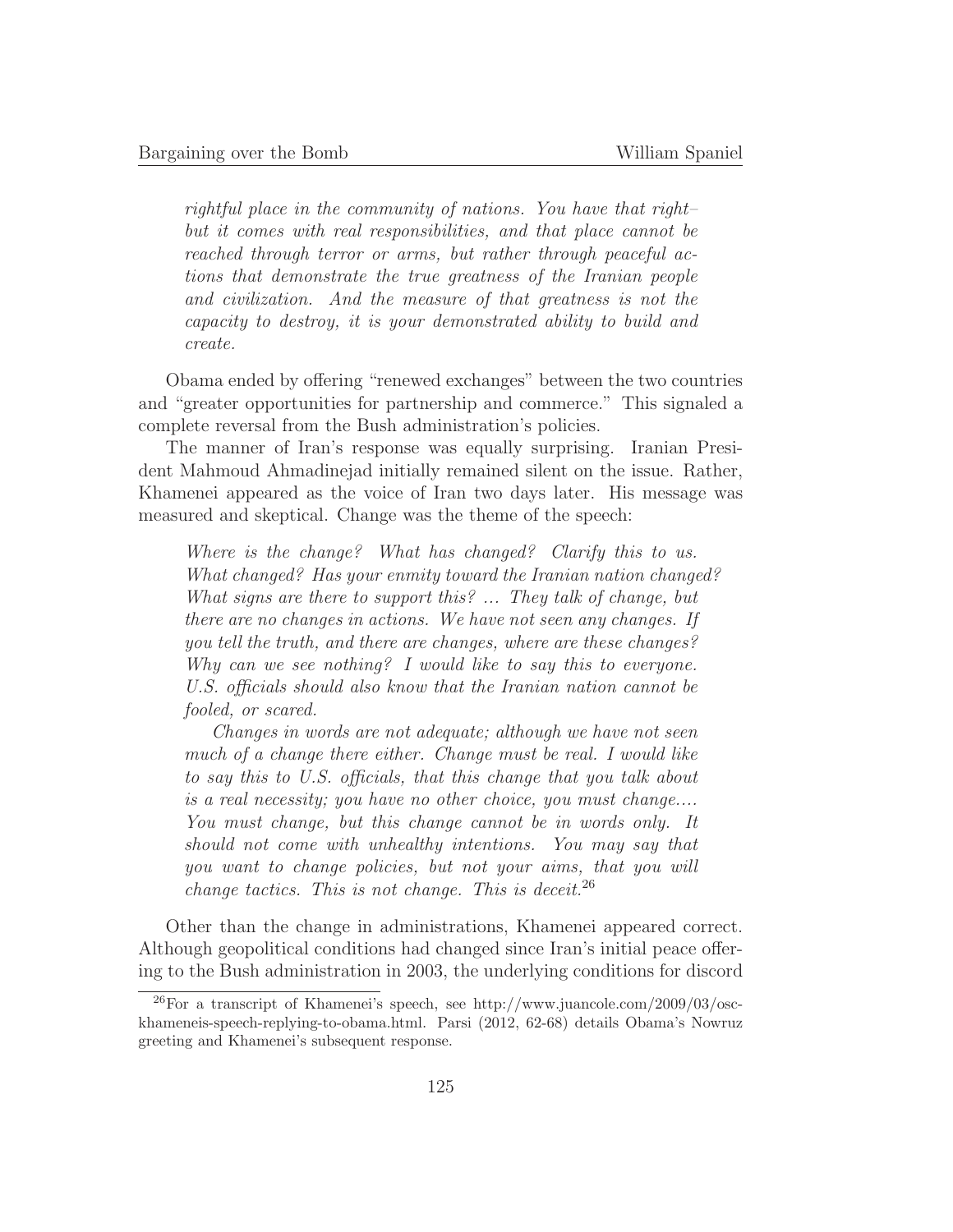> *rightful place in the community of nations. You have that right–but it comes with real responsibilities, and that place cannot be reached through terror or arms, but rather through peaceful actions that demonstrate the true greatness of the Iranian people and civilization. And the measure of that greatness is not the capacity to destroy, it is your demonstrated ability to build and create.*

Obama ended by offering "renewed exchanges" between the two countries and "greater opportunities for partnership and commerce." This signaled a complete reversal from the Bush administration's policies.

The manner of Iran's response was equally surprising. Iranian President Mahmoud Ahmadinejad initially remained silent on the issue. Rather, Khamenei appeared as the voice of Iran two days later. His message was measured and skeptical. Change was the theme of the speech:

> *Where is the change? What has changed? Clarify this to us. What changed? Has your enmity toward the Iranian nation changed? What signs are there to support this? ... They talk of change, but there are no changes in actions. We have not seen any changes. If you tell the truth, and there are changes, where are these changes? Why can we see nothing? I would like to say this to everyone. U.S. officials should also know that the Iranian nation cannot be fooled, or scared.*
>
> *Changes in words are not adequate; although we have not seen much of a change there either. Change must be real. I would like to say this to U.S. officials, that this change that you talk about is a real necessity; you have no other choice, you must change.... You must change, but this change cannot be in words only. It should not come with unhealthy intentions. You may say that you want to change policies, but not your aims, that you will change tactics. This is not change. This is deceit.*[26]

Other than the change in administrations, Khamenei appeared correct. Although geopolitical conditions had changed since Iran's initial peace offering to the Bush administration in 2003, the underlying conditions for discord

[26] For a transcript of Khamenei's speech, see http://www.juancole.com/2009/03/osc-khameneis-speech-replying-to-obama.html. Parsi (2012, 62-68) details Obama's Nowruz greeting and Khamenei's subsequent response.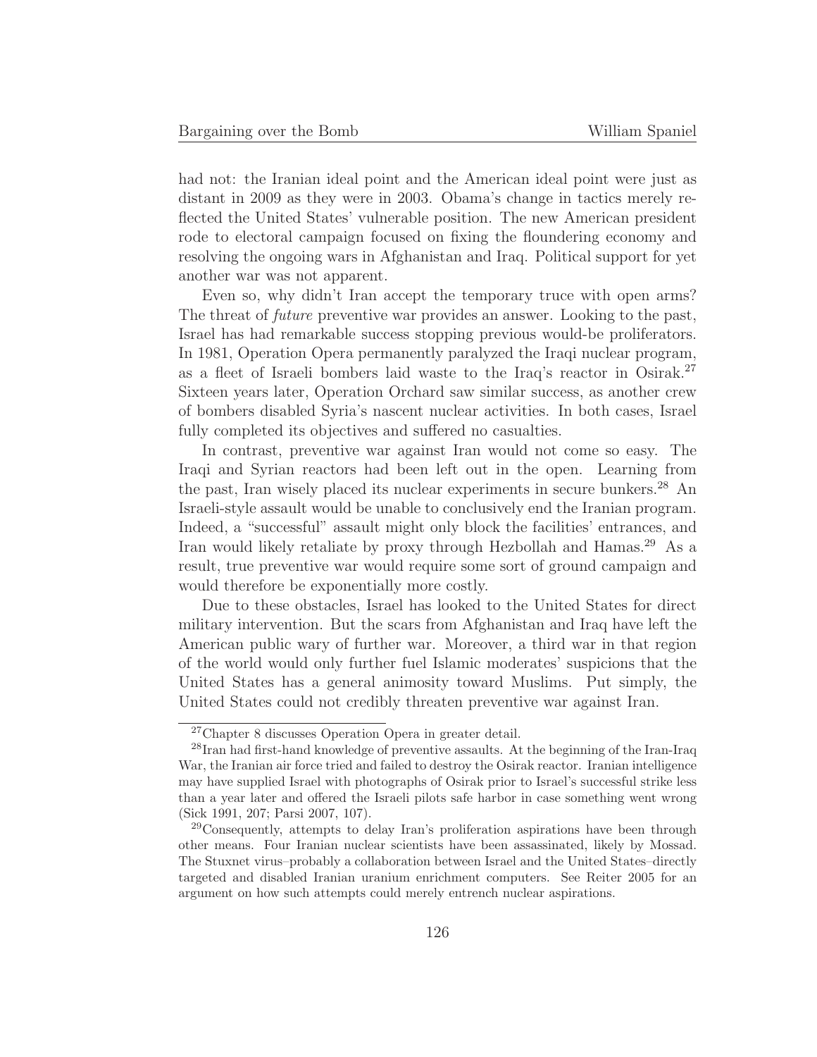had not: the Iranian ideal point and the American ideal point were just as distant in 2009 as they were in 2003. Obama's change in tactics merely reflected the United States' vulnerable position. The new American president rode to electoral campaign focused on fixing the floundering economy and resolving the ongoing wars in Afghanistan and Iraq. Political support for yet another war was not apparent.

Even so, why didn't Iran accept the temporary truce with open arms? The threat of *future* preventive war provides an answer. Looking to the past, Israel has had remarkable success stopping previous would-be proliferators. In 1981, Operation Opera permanently paralyzed the Iraqi nuclear program, as a fleet of Israeli bombers laid waste to the Iraq's reactor in Osirak.[27] Sixteen years later, Operation Orchard saw similar success, as another crew of bombers disabled Syria's nascent nuclear activities. In both cases, Israel fully completed its objectives and suffered no casualties.

In contrast, preventive war against Iran would not come so easy. The Iraqi and Syrian reactors had been left out in the open. Learning from the past, Iran wisely placed its nuclear experiments in secure bunkers.[28] An Israeli-style assault would be unable to conclusively end the Iranian program. Indeed, a "successful" assault might only block the facilities' entrances, and Iran would likely retaliate by proxy through Hezbollah and Hamas.[29] As a result, true preventive war would require some sort of ground campaign and would therefore be exponentially more costly.

Due to these obstacles, Israel has looked to the United States for direct military intervention. But the scars from Afghanistan and Iraq have left the American public wary of further war. Moreover, a third war in that region of the world would only further fuel Islamic moderates' suspicions that the United States has a general animosity toward Muslims. Put simply, the United States could not credibly threaten preventive war against Iran.

---

[27] Chapter 8 discusses Operation Opera in greater detail.

[28] Iran had first-hand knowledge of preventive assaults. At the beginning of the Iran-Iraq War, the Iranian air force tried and failed to destroy the Osirak reactor. Iranian intelligence may have supplied Israel with photographs of Osirak prior to Israel's successful strike less than a year later and offered the Israeli pilots safe harbor in case something went wrong (Sick 1991, 207; Parsi 2007, 107).

[29] Consequently, attempts to delay Iran's proliferation aspirations have been through other means. Four Iranian nuclear scientists have been assassinated, likely by Mossad. The Stuxnet virus–probably a collaboration between Israel and the United States–directly targeted and disabled Iranian uranium enrichment computers. See Reiter 2005 for an argument on how such attempts could merely entrench nuclear aspirations.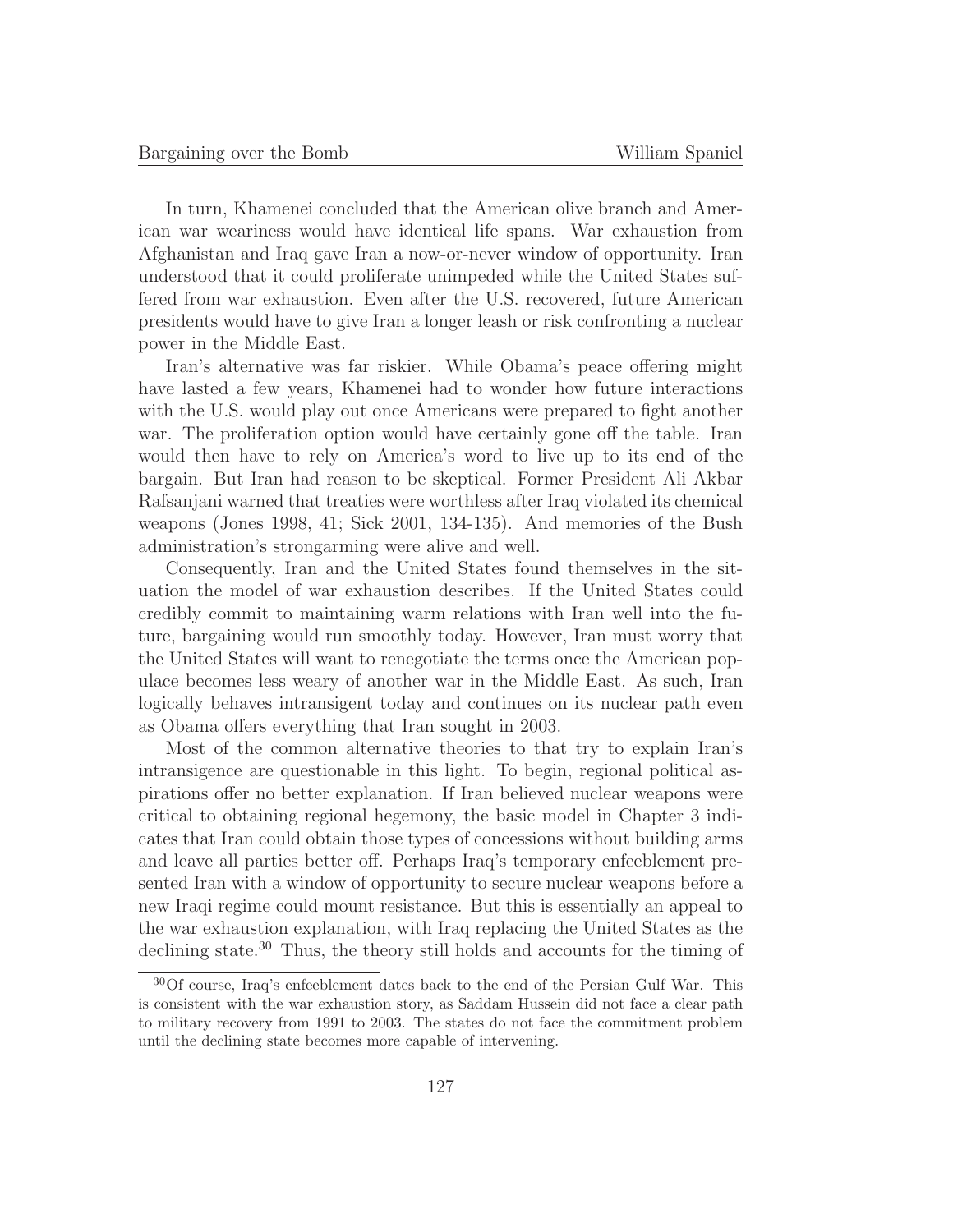In turn, Khamenei concluded that the American olive branch and American war weariness would have identical life spans. War exhaustion from Afghanistan and Iraq gave Iran a now-or-never window of opportunity. Iran understood that it could proliferate unimpeded while the United States suffered from war exhaustion. Even after the U.S. recovered, future American presidents would have to give Iran a longer leash or risk confronting a nuclear power in the Middle East.

Iran's alternative was far riskier. While Obama's peace offering might have lasted a few years, Khamenei had to wonder how future interactions with the U.S. would play out once Americans were prepared to fight another war. The proliferation option would have certainly gone off the table. Iran would then have to rely on America's word to live up to its end of the bargain. But Iran had reason to be skeptical. Former President Ali Akbar Rafsanjani warned that treaties were worthless after Iraq violated its chemical weapons (Jones 1998, 41; Sick 2001, 134-135). And memories of the Bush administration's strongarming were alive and well.

Consequently, Iran and the United States found themselves in the situation the model of war exhaustion describes. If the United States could credibly commit to maintaining warm relations with Iran well into the future, bargaining would run smoothly today. However, Iran must worry that the United States will want to renegotiate the terms once the American populace becomes less weary of another war in the Middle East. As such, Iran logically behaves intransigent today and continues on its nuclear path even as Obama offers everything that Iran sought in 2003.

Most of the common alternative theories to that try to explain Iran's intransigence are questionable in this light. To begin, regional political aspirations offer no better explanation. If Iran believed nuclear weapons were critical to obtaining regional hegemony, the basic model in Chapter 3 indicates that Iran could obtain those types of concessions without building arms and leave all parties better off. Perhaps Iraq's temporary enfeeblement presented Iran with a window of opportunity to secure nuclear weapons before a new Iraqi regime could mount resistance. But this is essentially an appeal to the war exhaustion explanation, with Iraq replacing the United States as the declining state.[30] Thus, the theory still holds and accounts for the timing of

[30] Of course, Iraq's enfeeblement dates back to the end of the Persian Gulf War. This is consistent with the war exhaustion story, as Saddam Hussein did not face a clear path to military recovery from 1991 to 2003. The states do not face the commitment problem until the declining state becomes more capable of intervening.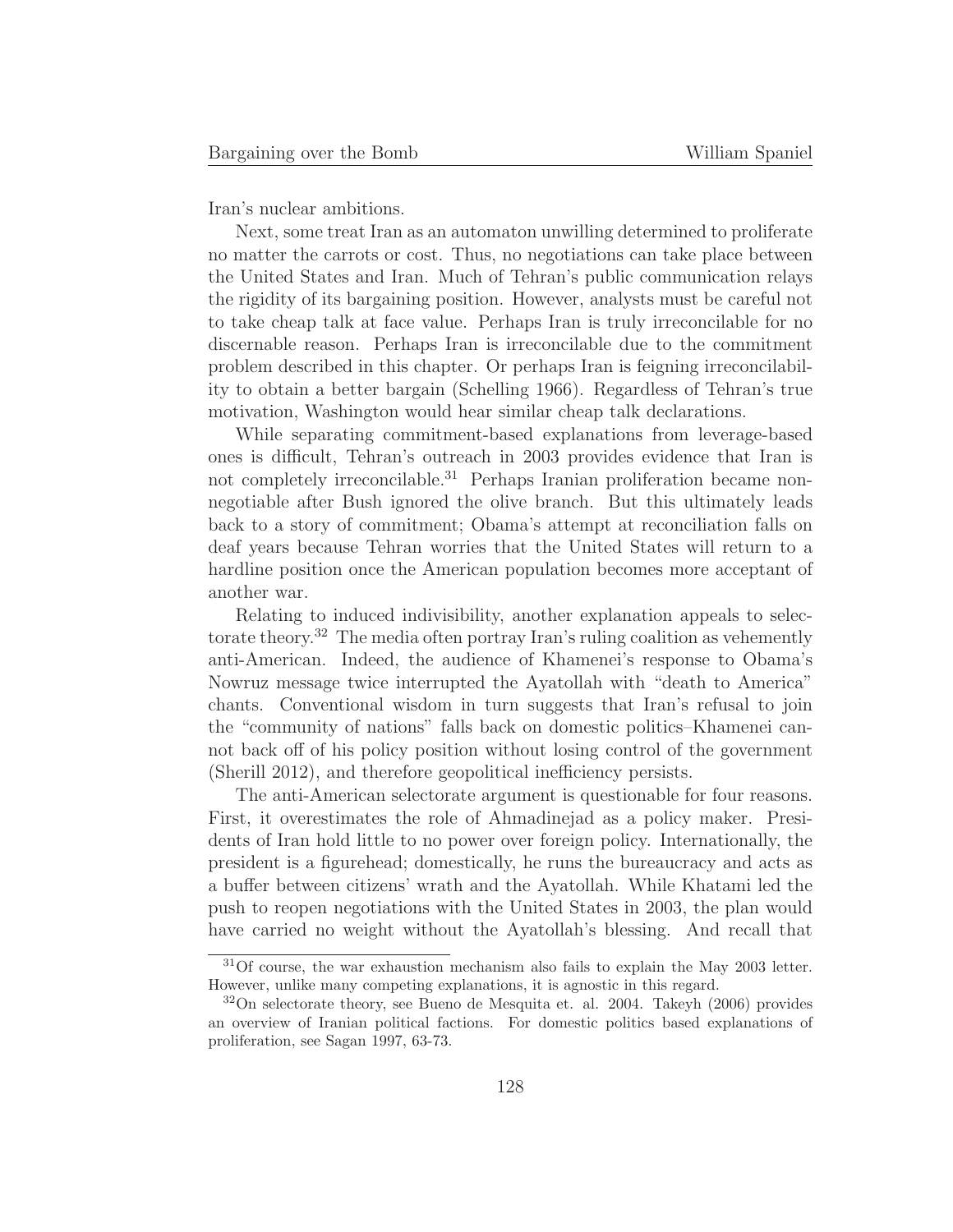Iran's nuclear ambitions.

Next, some treat Iran as an automaton unwilling determined to proliferate no matter the carrots or cost. Thus, no negotiations can take place between the United States and Iran. Much of Tehran's public communication relays the rigidity of its bargaining position. However, analysts must be careful not to take cheap talk at face value. Perhaps Iran is truly irreconcilable for no discernable reason. Perhaps Iran is irreconcilable due to the commitment problem described in this chapter. Or perhaps Iran is feigning irreconcilability to obtain a better bargain (Schelling 1966). Regardless of Tehran's true motivation, Washington would hear similar cheap talk declarations.

While separating commitment-based explanations from leverage-based ones is difficult, Tehran's outreach in 2003 provides evidence that Iran is not completely irreconcilable.[31] Perhaps Iranian proliferation became non-negotiable after Bush ignored the olive branch. But this ultimately leads back to a story of commitment; Obama's attempt at reconciliation falls on deaf years because Tehran worries that the United States will return to a hardline position once the American population becomes more acceptant of another war.

Relating to induced indivisibility, another explanation appeals to selectorate theory.[32] The media often portray Iran's ruling coalition as vehemently anti-American. Indeed, the audience of Khamenei's response to Obama's Nowruz message twice interrupted the Ayatollah with "death to America" chants. Conventional wisdom in turn suggests that Iran's refusal to join the "community of nations" falls back on domestic politics–Khamenei cannot back off of his policy position without losing control of the government (Sherill 2012), and therefore geopolitical inefficiency persists.

The anti-American selectorate argument is questionable for four reasons. First, it overestimates the role of Ahmadinejad as a policy maker. Presidents of Iran hold little to no power over foreign policy. Internationally, the president is a figurehead; domestically, he runs the bureaucracy and acts as a buffer between citizens' wrath and the Ayatollah. While Khatami led the push to reopen negotiations with the United States in 2003, the plan would have carried no weight without the Ayatollah's blessing. And recall that

[31] Of course, the war exhaustion mechanism also fails to explain the May 2003 letter. However, unlike many competing explanations, it is agnostic in this regard.

[32] On selectorate theory, see Bueno de Mesquita et. al. 2004. Takeyh (2006) provides an overview of Iranian political factions. For domestic politics based explanations of proliferation, see Sagan 1997, 63-73.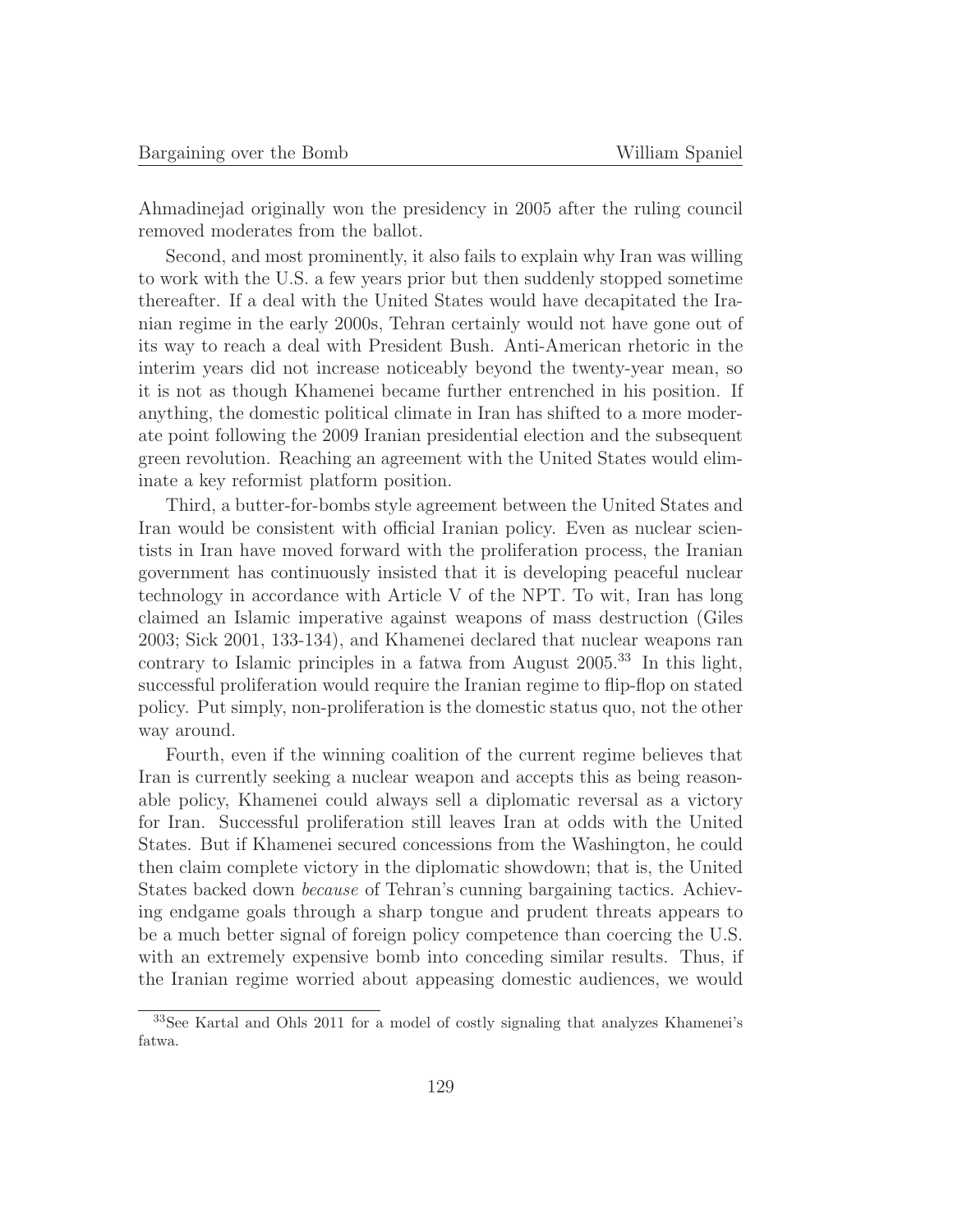Ahmadinejad originally won the presidency in 2005 after the ruling council removed moderates from the ballot.

Second, and most prominently, it also fails to explain why Iran was willing to work with the U.S. a few years prior but then suddenly stopped sometime thereafter. If a deal with the United States would have decapitated the Iranian regime in the early 2000s, Tehran certainly would not have gone out of its way to reach a deal with President Bush. Anti-American rhetoric in the interim years did not increase noticeably beyond the twenty-year mean, so it is not as though Khamenei became further entrenched in his position. If anything, the domestic political climate in Iran has shifted to a more moderate point following the 2009 Iranian presidential election and the subsequent green revolution. Reaching an agreement with the United States would eliminate a key reformist platform position.

Third, a butter-for-bombs style agreement between the United States and Iran would be consistent with official Iranian policy. Even as nuclear scientists in Iran have moved forward with the proliferation process, the Iranian government has continuously insisted that it is developing peaceful nuclear technology in accordance with Article V of the NPT. To wit, Iran has long claimed an Islamic imperative against weapons of mass destruction (Giles 2003; Sick 2001, 133-134), and Khamenei declared that nuclear weapons ran contrary to Islamic principles in a fatwa from August 2005.[33] In this light, successful proliferation would require the Iranian regime to flip-flop on stated policy. Put simply, non-proliferation is the domestic status quo, not the other way around.

Fourth, even if the winning coalition of the current regime believes that Iran is currently seeking a nuclear weapon and accepts this as being reasonable policy, Khamenei could always sell a diplomatic reversal as a victory for Iran. Successful proliferation still leaves Iran at odds with the United States. But if Khamenei secured concessions from the Washington, he could then claim complete victory in the diplomatic showdown; that is, the United States backed down *because* of Tehran's cunning bargaining tactics. Achieving endgame goals through a sharp tongue and prudent threats appears to be a much better signal of foreign policy competence than coercing the U.S. with an extremely expensive bomb into conceding similar results. Thus, if the Iranian regime worried about appeasing domestic audiences, we would

[33] See Kartal and Ohls 2011 for a model of costly signaling that analyzes Khamenei's fatwa.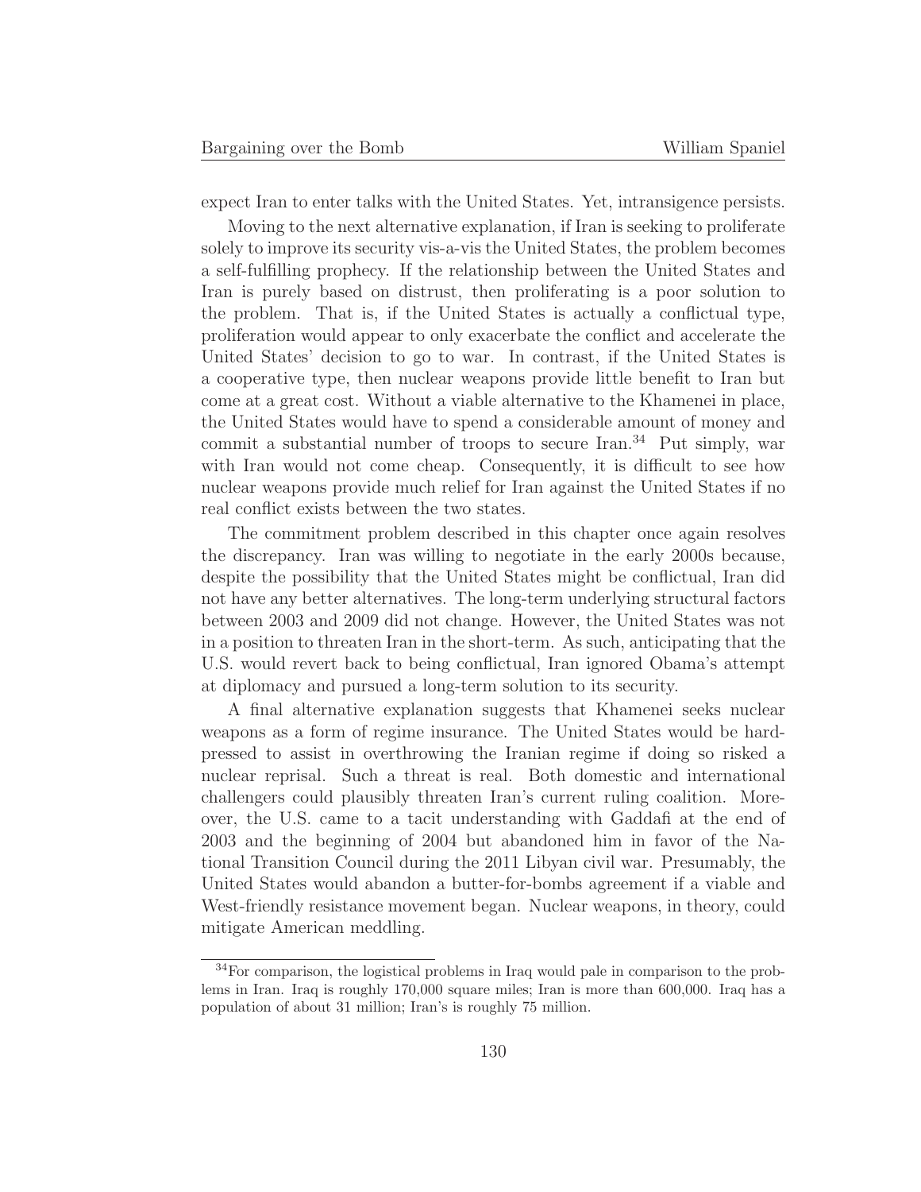expect Iran to enter talks with the United States. Yet, intransigence persists.

Moving to the next alternative explanation, if Iran is seeking to proliferate solely to improve its security vis-a-vis the United States, the problem becomes a self-fulfilling prophecy. If the relationship between the United States and Iran is purely based on distrust, then proliferating is a poor solution to the problem. That is, if the United States is actually a conflictual type, proliferation would appear to only exacerbate the conflict and accelerate the United States' decision to go to war. In contrast, if the United States is a cooperative type, then nuclear weapons provide little benefit to Iran but come at a great cost. Without a viable alternative to the Khamenei in place, the United States would have to spend a considerable amount of money and commit a substantial number of troops to secure Iran.[34] Put simply, war with Iran would not come cheap. Consequently, it is difficult to see how nuclear weapons provide much relief for Iran against the United States if no real conflict exists between the two states.

The commitment problem described in this chapter once again resolves the discrepancy. Iran was willing to negotiate in the early 2000s because, despite the possibility that the United States might be conflictual, Iran did not have any better alternatives. The long-term underlying structural factors between 2003 and 2009 did not change. However, the United States was not in a position to threaten Iran in the short-term. As such, anticipating that the U.S. would revert back to being conflictual, Iran ignored Obama's attempt at diplomacy and pursued a long-term solution to its security.

A final alternative explanation suggests that Khamenei seeks nuclear weapons as a form of regime insurance. The United States would be hard-pressed to assist in overthrowing the Iranian regime if doing so risked a nuclear reprisal. Such a threat is real. Both domestic and international challengers could plausibly threaten Iran's current ruling coalition. Moreover, the U.S. came to a tacit understanding with Gaddafi at the end of 2003 and the beginning of 2004 but abandoned him in favor of the National Transition Council during the 2011 Libyan civil war. Presumably, the United States would abandon a butter-for-bombs agreement if a viable and West-friendly resistance movement began. Nuclear weapons, in theory, could mitigate American meddling.

[34] For comparison, the logistical problems in Iraq would pale in comparison to the problems in Iran. Iraq is roughly 170,000 square miles; Iran is more than 600,000. Iraq has a population of about 31 million; Iran's is roughly 75 million.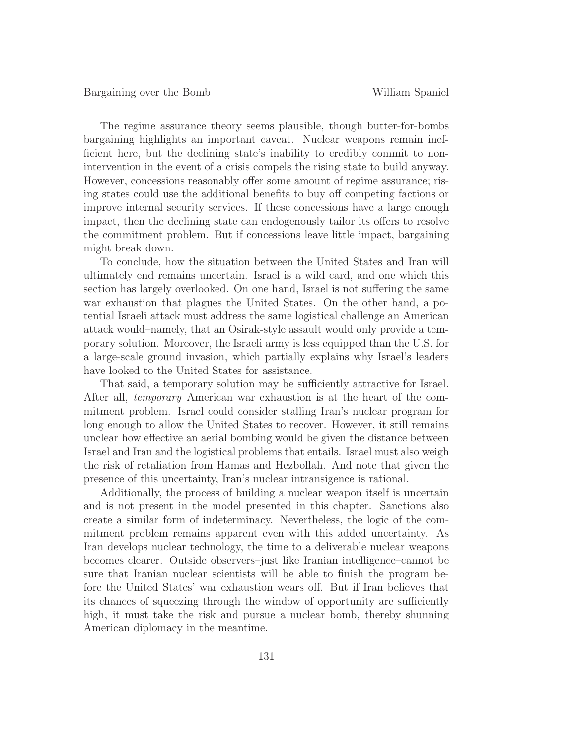The regime assurance theory seems plausible, though butter-for-bombs bargaining highlights an important caveat. Nuclear weapons remain inefficient here, but the declining state's inability to credibly commit to nonintervention in the event of a crisis compels the rising state to build anyway. However, concessions reasonably offer some amount of regime assurance; rising states could use the additional benefits to buy off competing factions or improve internal security services. If these concessions have a large enough impact, then the declining state can endogenously tailor its offers to resolve the commitment problem. But if concessions leave little impact, bargaining might break down.

To conclude, how the situation between the United States and Iran will ultimately end remains uncertain. Israel is a wild card, and one which this section has largely overlooked. On one hand, Israel is not suffering the same war exhaustion that plagues the United States. On the other hand, a potential Israeli attack must address the same logistical challenge an American attack would–namely, that an Osirak-style assault would only provide a temporary solution. Moreover, the Israeli army is less equipped than the U.S. for a large-scale ground invasion, which partially explains why Israel's leaders have looked to the United States for assistance.

That said, a temporary solution may be sufficiently attractive for Israel. After all, *temporary* American war exhaustion is at the heart of the commitment problem. Israel could consider stalling Iran's nuclear program for long enough to allow the United States to recover. However, it still remains unclear how effective an aerial bombing would be given the distance between Israel and Iran and the logistical problems that entails. Israel must also weigh the risk of retaliation from Hamas and Hezbollah. And note that given the presence of this uncertainty, Iran's nuclear intransigence is rational.

Additionally, the process of building a nuclear weapon itself is uncertain and is not present in the model presented in this chapter. Sanctions also create a similar form of indeterminacy. Nevertheless, the logic of the commitment problem remains apparent even with this added uncertainty. As Iran develops nuclear technology, the time to a deliverable nuclear weapons becomes clearer. Outside observers–just like Iranian intelligence–cannot be sure that Iranian nuclear scientists will be able to finish the program before the United States' war exhaustion wears off. But if Iran believes that its chances of squeezing through the window of opportunity are sufficiently high, it must take the risk and pursue a nuclear bomb, thereby shunning American diplomacy in the meantime.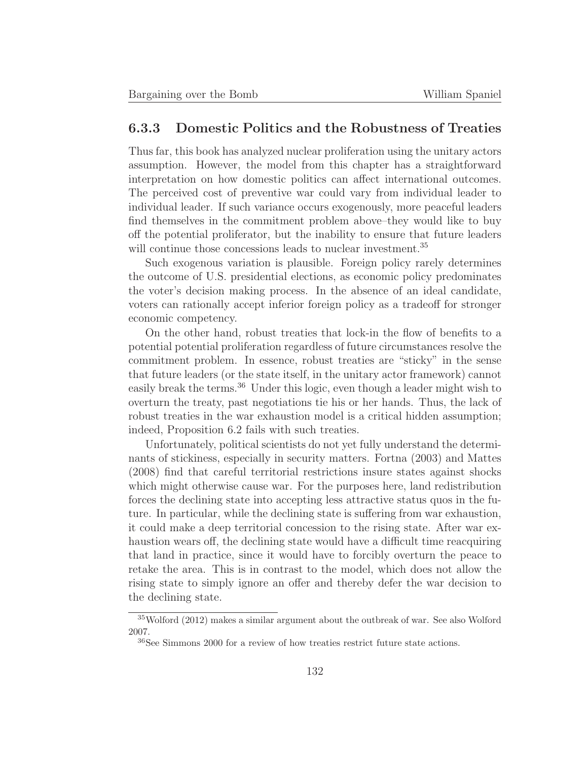### 6.3.3 Domestic Politics and the Robustness of Treaties

Thus far, this book has analyzed nuclear proliferation using the unitary actors assumption. However, the model from this chapter has a straightforward interpretation on how domestic politics can affect international outcomes. The perceived cost of preventive war could vary from individual leader to individual leader. If such variance occurs exogenously, more peaceful leaders find themselves in the commitment problem above–they would like to buy off the potential proliferator, but the inability to ensure that future leaders will continue those concessions leads to nuclear investment.[35]

Such exogenous variation is plausible. Foreign policy rarely determines the outcome of U.S. presidential elections, as economic policy predominates the voter's decision making process. In the absence of an ideal candidate, voters can rationally accept inferior foreign policy as a tradeoff for stronger economic competency.

On the other hand, robust treaties that lock-in the flow of benefits to a potential potential proliferation regardless of future circumstances resolve the commitment problem. In essence, robust treaties are "sticky" in the sense that future leaders (or the state itself, in the unitary actor framework) cannot easily break the terms.[36] Under this logic, even though a leader might wish to overturn the treaty, past negotiations tie his or her hands. Thus, the lack of robust treaties in the war exhaustion model is a critical hidden assumption; indeed, Proposition 6.2 fails with such treaties.

Unfortunately, political scientists do not yet fully understand the determinants of stickiness, especially in security matters. Fortna (2003) and Mattes (2008) find that careful territorial restrictions insure states against shocks which might otherwise cause war. For the purposes here, land redistribution forces the declining state into accepting less attractive status quos in the future. In particular, while the declining state is suffering from war exhaustion, it could make a deep territorial concession to the rising state. After war exhaustion wears off, the declining state would have a difficult time reacquiring that land in practice, since it would have to forcibly overturn the peace to retake the area. This is in contrast to the model, which does not allow the rising state to simply ignore an offer and thereby defer the war decision to the declining state.

[35] Wolford (2012) makes a similar argument about the outbreak of war. See also Wolford 2007.

[36] See Simmons 2000 for a review of how treaties restrict future state actions.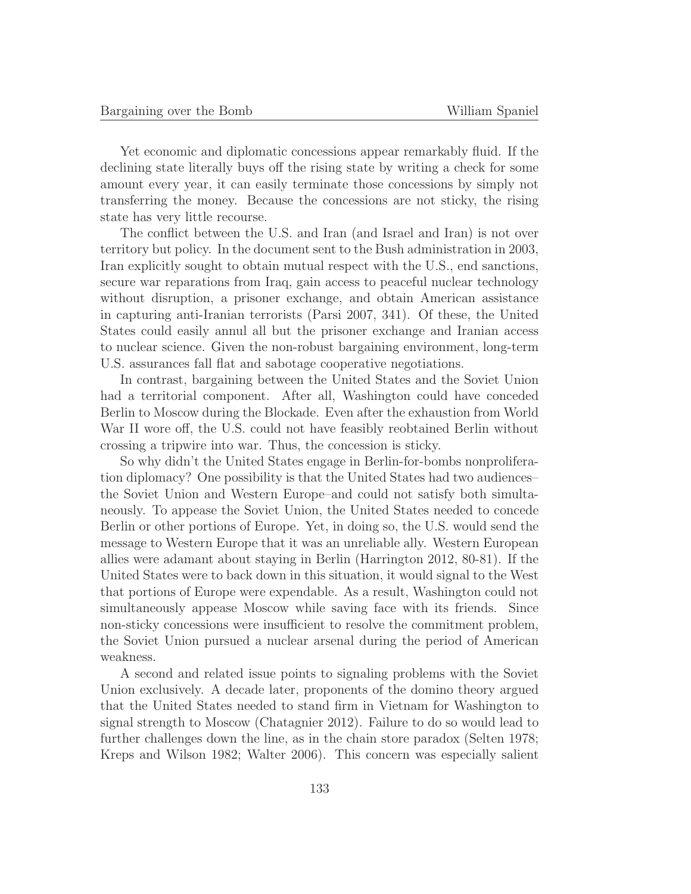Yet economic and diplomatic concessions appear remarkably fluid. If the declining state literally buys off the rising state by writing a check for some amount every year, it can easily terminate those concessions by simply not transferring the money. Because the concessions are not sticky, the rising state has very little recourse.

The conflict between the U.S. and Iran (and Israel and Iran) is not over territory but policy. In the document sent to the Bush administration in 2003, Iran explicitly sought to obtain mutual respect with the U.S., end sanctions, secure war reparations from Iraq, gain access to peaceful nuclear technology without disruption, a prisoner exchange, and obtain American assistance in capturing anti-Iranian terrorists (Parsi 2007, 341). Of these, the United States could easily annul all but the prisoner exchange and Iranian access to nuclear science. Given the non-robust bargaining environment, long-term U.S. assurances fall flat and sabotage cooperative negotiations.

In contrast, bargaining between the United States and the Soviet Union had a territorial component. After all, Washington could have conceded Berlin to Moscow during the Blockade. Even after the exhaustion from World War II wore off, the U.S. could not have feasibly reobtained Berlin without crossing a tripwire into war. Thus, the concession is sticky.

So why didn't the United States engage in Berlin-for-bombs nonproliferation diplomacy? One possibility is that the United States had two audiences– the Soviet Union and Western Europe–and could not satisfy both simultaneously. To appease the Soviet Union, the United States needed to concede Berlin or other portions of Europe. Yet, in doing so, the U.S. would send the message to Western Europe that it was an unreliable ally. Western European allies were adamant about staying in Berlin (Harrington 2012, 80-81). If the United States were to back down in this situation, it would signal to the West that portions of Europe were expendable. As a result, Washington could not simultaneously appease Moscow while saving face with its friends. Since non-sticky concessions were insufficient to resolve the commitment problem, the Soviet Union pursued a nuclear arsenal during the period of American weakness.

A second and related issue points to signaling problems with the Soviet Union exclusively. A decade later, proponents of the domino theory argued that the United States needed to stand firm in Vietnam for Washington to signal strength to Moscow (Chatagnier 2012). Failure to do so would lead to further challenges down the line, as in the chain store paradox (Selten 1978; Kreps and Wilson 1982; Walter 2006). This concern was especially salient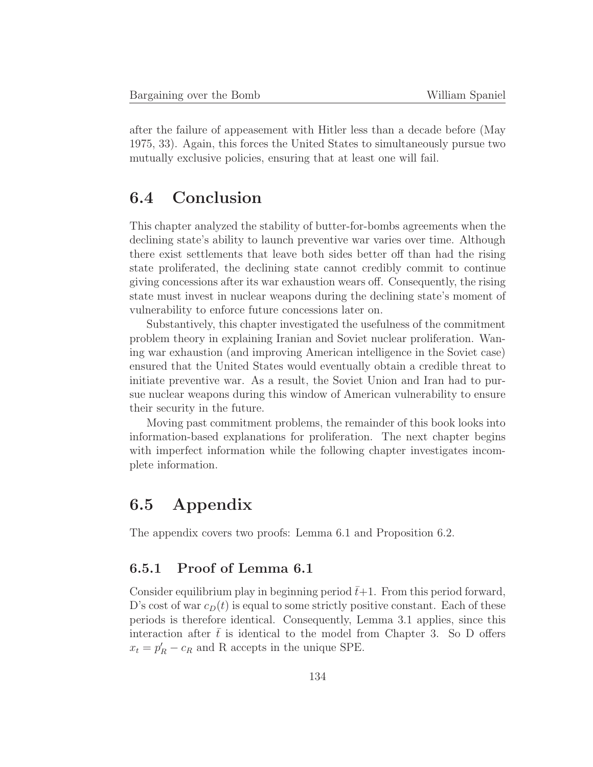after the failure of appeasement with Hitler less than a decade before (May 1975, 33). Again, this forces the United States to simultaneously pursue two mutually exclusive policies, ensuring that at least one will fail.

## 6.4 Conclusion

This chapter analyzed the stability of butter-for-bombs agreements when the declining state's ability to launch preventive war varies over time. Although there exist settlements that leave both sides better off than had the rising state proliferated, the declining state cannot credibly commit to continue giving concessions after its war exhaustion wears off. Consequently, the rising state must invest in nuclear weapons during the declining state's moment of vulnerability to enforce future concessions later on.

Substantively, this chapter investigated the usefulness of the commitment problem theory in explaining Iranian and Soviet nuclear proliferation. Waning war exhaustion (and improving American intelligence in the Soviet case) ensured that the United States would eventually obtain a credible threat to initiate preventive war. As a result, the Soviet Union and Iran had to pursue nuclear weapons during this window of American vulnerability to ensure their security in the future.

Moving past commitment problems, the remainder of this book looks into information-based explanations for proliferation. The next chapter begins with imperfect information while the following chapter investigates incomplete information.

## 6.5 Appendix

The appendix covers two proofs: Lemma 6.1 and Proposition 6.2.

### 6.5.1 Proof of Lemma 6.1

Consider equilibrium play in beginning period $\bar{t}+1$. From this period forward, D's cost of war $c_D(t)$ is equal to some strictly positive constant. Each of these periods is therefore identical. Consequently, Lemma 3.1 applies, since this interaction after $\bar{t}$ is identical to the model from Chapter 3. So D offers $x_t = p_R' - c_R$ and R accepts in the unique SPE.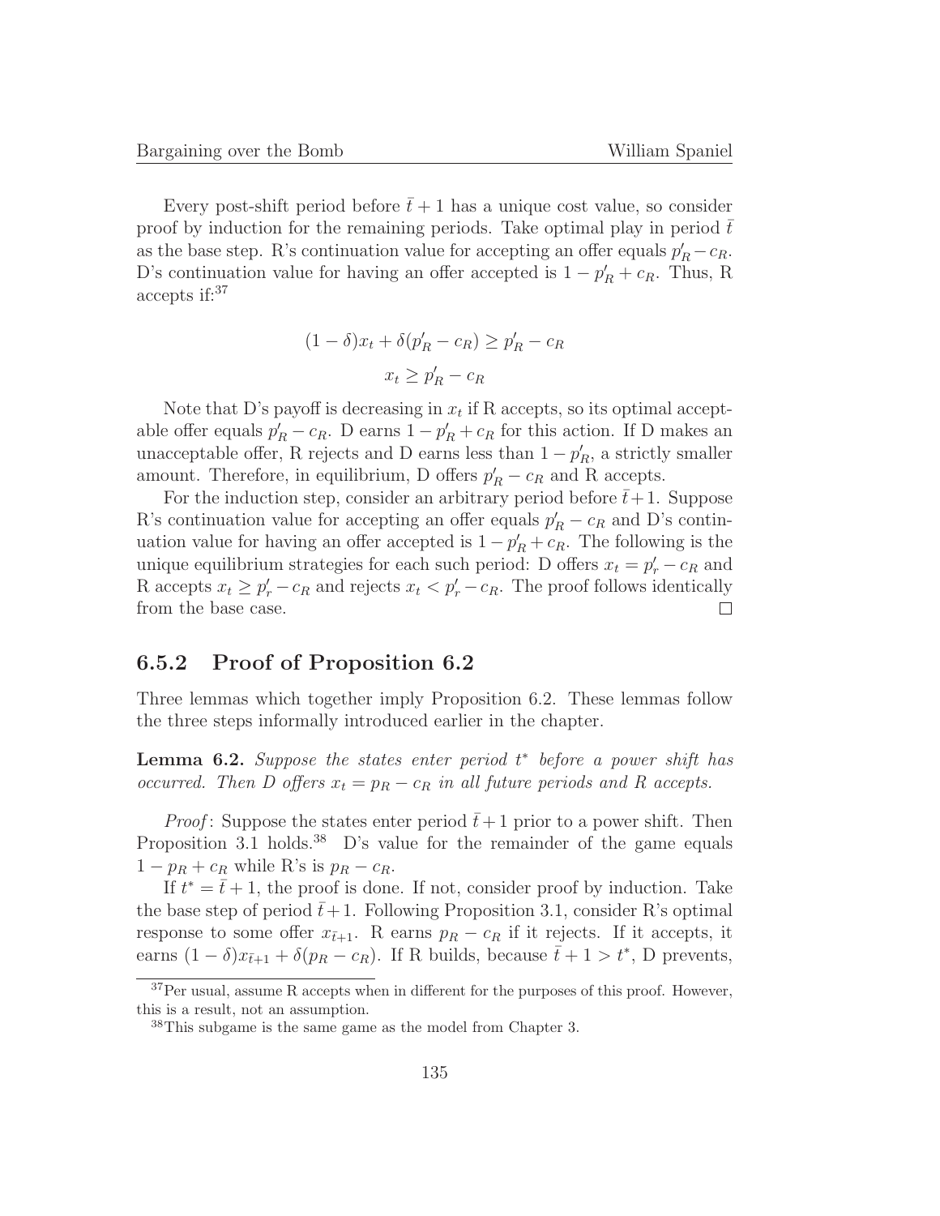Every post-shift period before $\bar{t}+1$ has a unique cost value, so consider proof by induction for the remaining periods. Take optimal play in period $\bar{t}$ as the base step. R's continuation value for accepting an offer equals $p'_R - c_R$. D's continuation value for having an offer accepted is $1 - p'_R + c_R$. Thus, R accepts if:[37]

$$(1-\delta)x_t + \delta(p'_R - c_R) \geq p'_R - c_R$$

$$x_t \geq p'_R - c_R$$

Note that D's payoff is decreasing in $x_t$ if R accepts, so its optimal acceptable offer equals $p'_R - c_R$. D earns $1 - p'_R + c_R$ for this action. If D makes an unacceptable offer, R rejects and D earns less than $1 - p'_R$, a strictly smaller amount. Therefore, in equilibrium, D offers $p'_R - c_R$ and R accepts.

For the induction step, consider an arbitrary period before $\bar{t}+1$. Suppose R's continuation value for accepting an offer equals $p'_R - c_R$ and D's continuation value for having an offer accepted is $1 - p'_R + c_R$. The following is the unique equilibrium strategies for each such period: D offers $x_t = p'_r - c_R$ and R accepts $x_t \geq p'_r - c_R$ and rejects $x_t < p'_r - c_R$. The proof follows identically from the base case. □

### 6.5.2 Proof of Proposition 6.2

Three lemmas which together imply Proposition 6.2. These lemmas follow the three steps informally introduced earlier in the chapter.

**Lemma 6.2.** *Suppose the states enter period $t^*$ before a power shift has occurred. Then D offers $x_t = p_R - c_R$ in all future periods and R accepts.*

*Proof*: Suppose the states enter period $\bar{t}+1$ prior to a power shift. Then Proposition 3.1 holds.[38] D's value for the remainder of the game equals $1 - p_R + c_R$ while R's is $p_R - c_R$.

If $t^* = \bar{t}+1$, the proof is done. If not, consider proof by induction. Take the base step of period $\bar{t}+1$. Following Proposition 3.1, consider R's optimal response to some offer $x_{\bar{t}+1}$. R earns $p_R - c_R$ if it rejects. If it accepts, it earns $(1-\delta)x_{\bar{t}+1} + \delta(p_R - c_R)$. If R builds, because $\bar{t}+1 > t^*$, D prevents,

[37] Per usual, assume R accepts when in different for the purposes of this proof. However, this is a result, not an assumption.

[38] This subgame is the same game as the model from Chapter 3.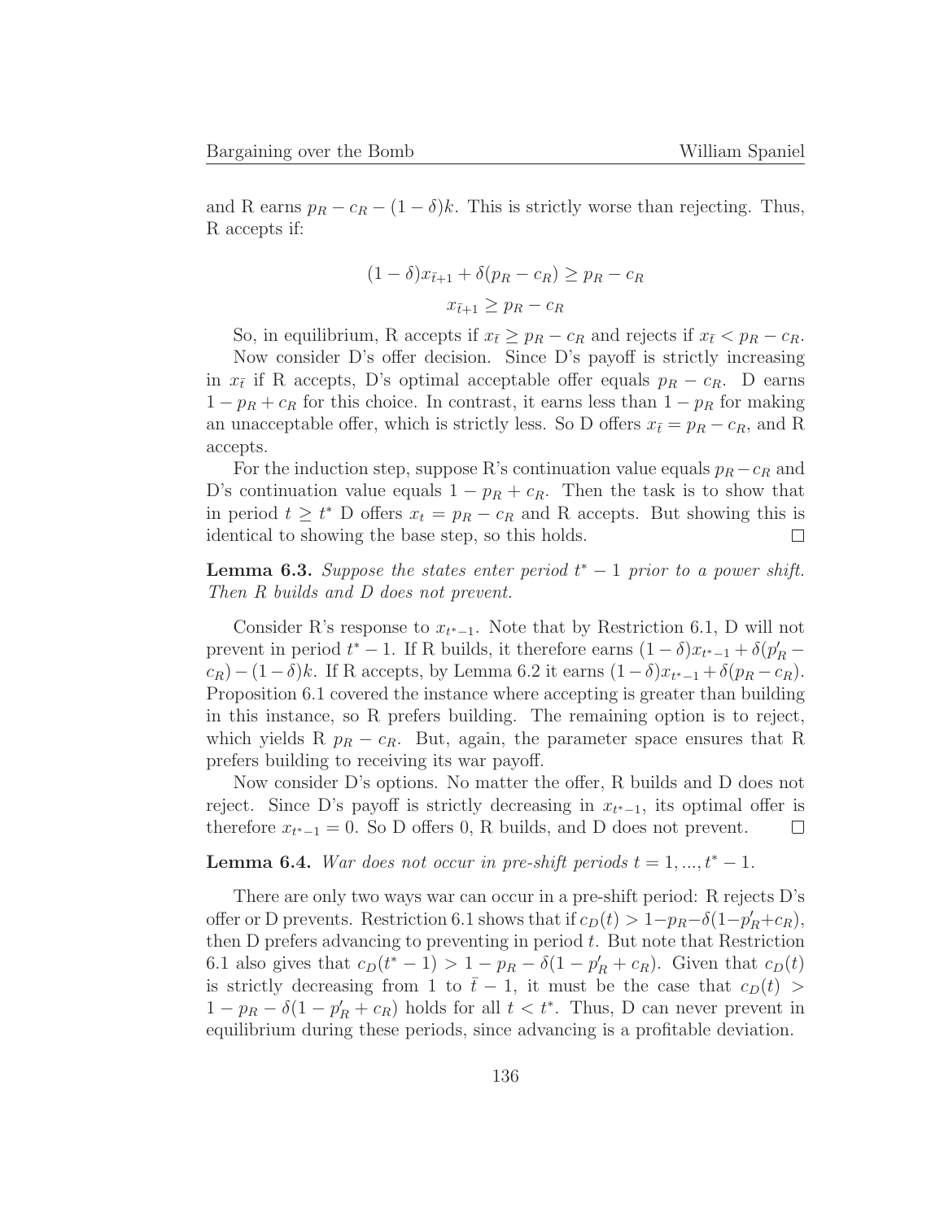and R earns $p_R - c_R - (1-\delta)k$. This is strictly worse than rejecting. Thus, R accepts if:

$$(1-\delta)x_{\bar{t}+1} + \delta(p_R - c_R) \geq p_R - c_R$$
$$x_{\bar{t}+1} \geq p_R - c_R$$

So, in equilibrium, R accepts if $x_{\bar{t}} \geq p_R - c_R$ and rejects if $x_{\bar{t}} < p_R - c_R$.

Now consider D's offer decision. Since D's payoff is strictly increasing in $x_{\bar{t}}$ if R accepts, D's optimal acceptable offer equals $p_R - c_R$. D earns $1 - p_R + c_R$ for this choice. In contrast, it earns less than $1 - p_R$ for making an unacceptable offer, which is strictly less. So D offers $x_{\bar{t}} = p_R - c_R$, and R accepts.

For the induction step, suppose R's continuation value equals $p_R - c_R$ and D's continuation value equals $1 - p_R + c_R$. Then the task is to show that in period $t \geq t^*$ D offers $x_t = p_R - c_R$ and R accepts. But showing this is identical to showing the base step, so this holds. □

**Lemma 6.3.** *Suppose the states enter period $t^* - 1$ prior to a power shift. Then R builds and D does not prevent.*

Consider R's response to $x_{t^*-1}$. Note that by Restriction 6.1, D will not prevent in period $t^* - 1$. If R builds, it therefore earns $(1-\delta)x_{t^*-1} + \delta(p'_R - c_R) - (1-\delta)k$. If R accepts, by Lemma 6.2 it earns $(1-\delta)x_{t^*-1} + \delta(p_R - c_R)$. Proposition 6.1 covered the instance where accepting is greater than building in this instance, so R prefers building. The remaining option is to reject, which yields R $p_R - c_R$. But, again, the parameter space ensures that R prefers building to receiving its war payoff.

Now consider D's options. No matter the offer, R builds and D does not reject. Since D's payoff is strictly decreasing in $x_{t^*-1}$, its optimal offer is therefore $x_{t^*-1} = 0$. So D offers 0, R builds, and D does not prevent. □

**Lemma 6.4.** *War does not occur in pre-shift periods $t = 1, ..., t^* - 1$.*

There are only two ways war can occur in a pre-shift period: R rejects D's offer or D prevents. Restriction 6.1 shows that if $c_D(t) > 1 - p_R - \delta(1 - p'_R + c_R)$, then D prefers advancing to preventing in period $t$. But note that Restriction 6.1 also gives that $c_D(t^* - 1) > 1 - p_R - \delta(1 - p'_R + c_R)$. Given that $c_D(t)$ is strictly decreasing from 1 to $\bar{t} - 1$, it must be the case that $c_D(t) > 1 - p_R - \delta(1 - p'_R + c_R)$ holds for all $t < t^*$. Thus, D can never prevent in equilibrium during these periods, since advancing is a profitable deviation.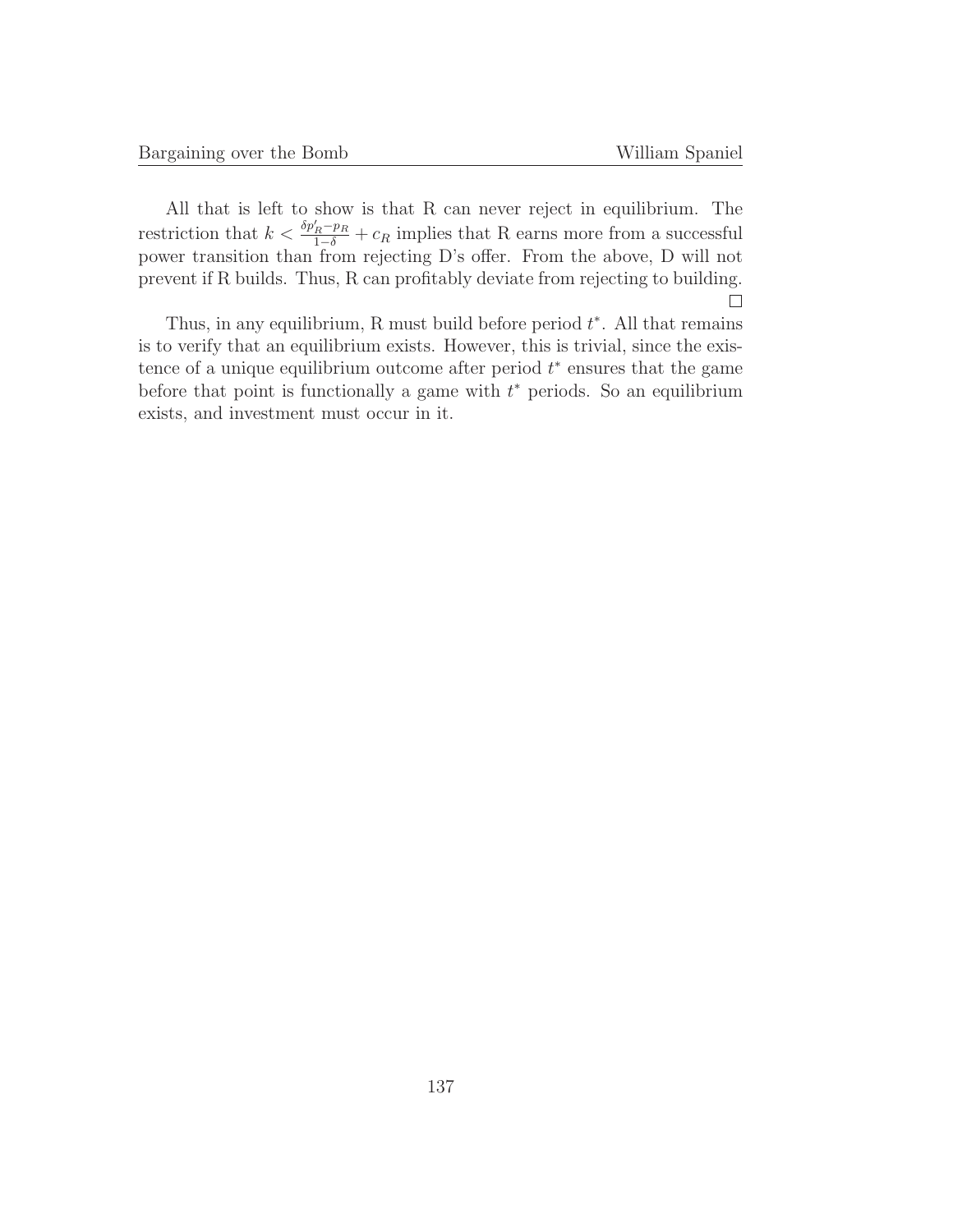All that is left to show is that R can never reject in equilibrium. The restriction that $k < \frac{\delta p_R' - p_R}{1-\delta} + c_R$ implies that R earns more from a successful power transition than from rejecting D's offer. From the above, D will not prevent if R builds. Thus, R can profitably deviate from rejecting to building. □

Thus, in any equilibrium, R must build before period $t^*$. All that remains is to verify that an equilibrium exists. However, this is trivial, since the existence of a unique equilibrium outcome after period $t^*$ ensures that the game before that point is functionally a game with $t^*$ periods. So an equilibrium exists, and investment must occur in it.